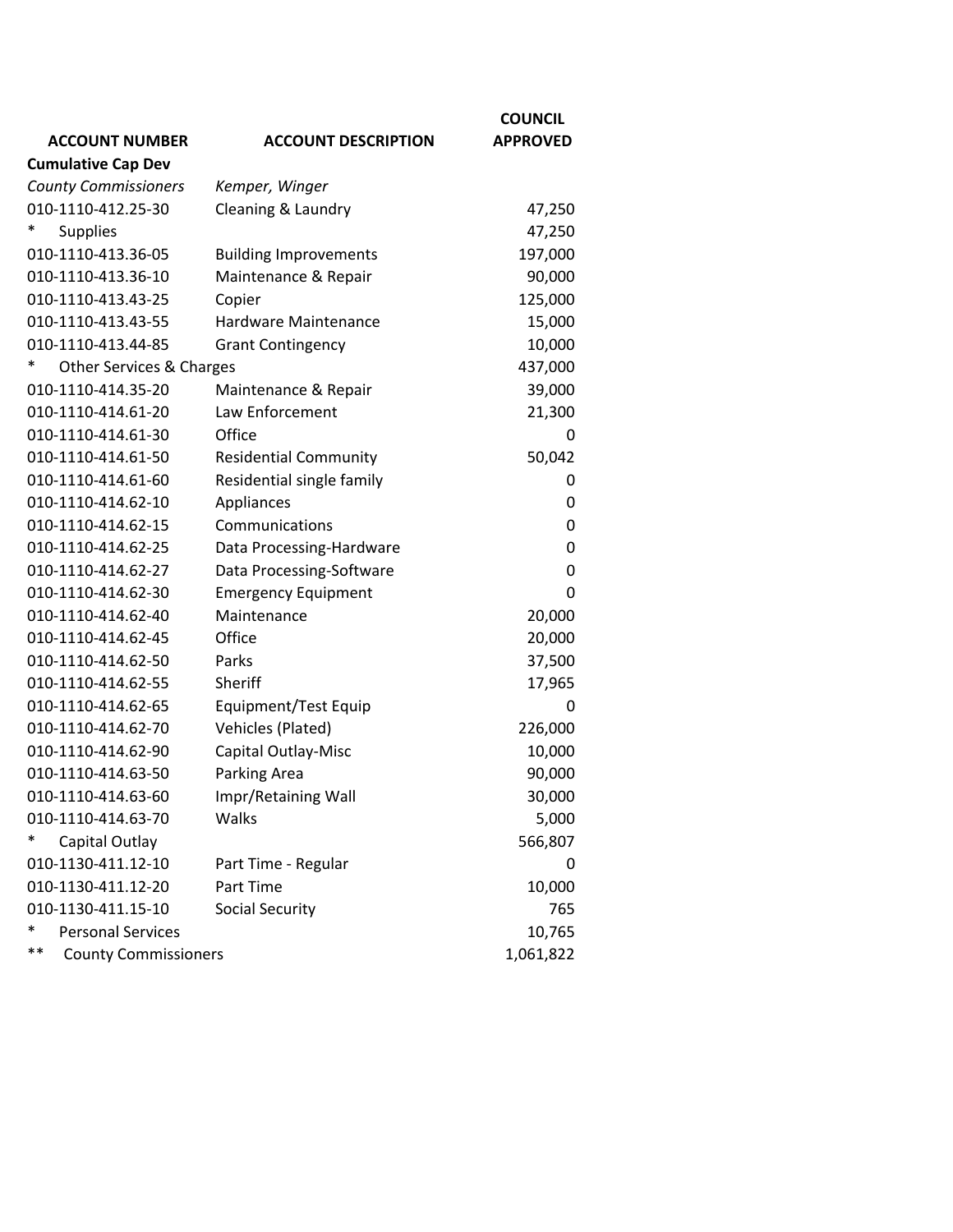| ACCOUNT NUMBER | ACCOUNT DESCRIPTION | COUNCIL APPROVED |
|---|---|---|
| **Cumulative Cap Dev** | | |
| *County Commissioners* | *Kemper, Winger* | |
| 010-1110-412.25-30 | Cleaning & Laundry | 47,250 |
| * Supplies | | 47,250 |
| 010-1110-413.36-05 | Building Improvements | 197,000 |
| 010-1110-413.36-10 | Maintenance & Repair | 90,000 |
| 010-1110-413.43-25 | Copier | 125,000 |
| 010-1110-413.43-55 | Hardware Maintenance | 15,000 |
| 010-1110-413.44-85 | Grant Contingency | 10,000 |
| * Other Services & Charges | | 437,000 |
| 010-1110-414.35-20 | Maintenance & Repair | 39,000 |
| 010-1110-414.61-20 | Law Enforcement | 21,300 |
| 010-1110-414.61-30 | Office | 0 |
| 010-1110-414.61-50 | Residential Community | 50,042 |
| 010-1110-414.61-60 | Residential single family | 0 |
| 010-1110-414.62-10 | Appliances | 0 |
| 010-1110-414.62-15 | Communications | 0 |
| 010-1110-414.62-25 | Data Processing-Hardware | 0 |
| 010-1110-414.62-27 | Data Processing-Software | 0 |
| 010-1110-414.62-30 | Emergency Equipment | 0 |
| 010-1110-414.62-40 | Maintenance | 20,000 |
| 010-1110-414.62-45 | Office | 20,000 |
| 010-1110-414.62-50 | Parks | 37,500 |
| 010-1110-414.62-55 | Sheriff | 17,965 |
| 010-1110-414.62-65 | Equipment/Test Equip | 0 |
| 010-1110-414.62-70 | Vehicles (Plated) | 226,000 |
| 010-1110-414.62-90 | Capital Outlay-Misc | 10,000 |
| 010-1110-414.63-50 | Parking Area | 90,000 |
| 010-1110-414.63-60 | Impr/Retaining Wall | 30,000 |
| 010-1110-414.63-70 | Walks | 5,000 |
| * Capital Outlay | | 566,807 |
| 010-1130-411.12-10 | Part Time - Regular | 0 |
| 010-1130-411.12-20 | Part Time | 10,000 |
| 010-1130-411.15-10 | Social Security | 765 |
| * Personal Services | | 10,765 |
| ** County Commissioners | | 1,061,822 |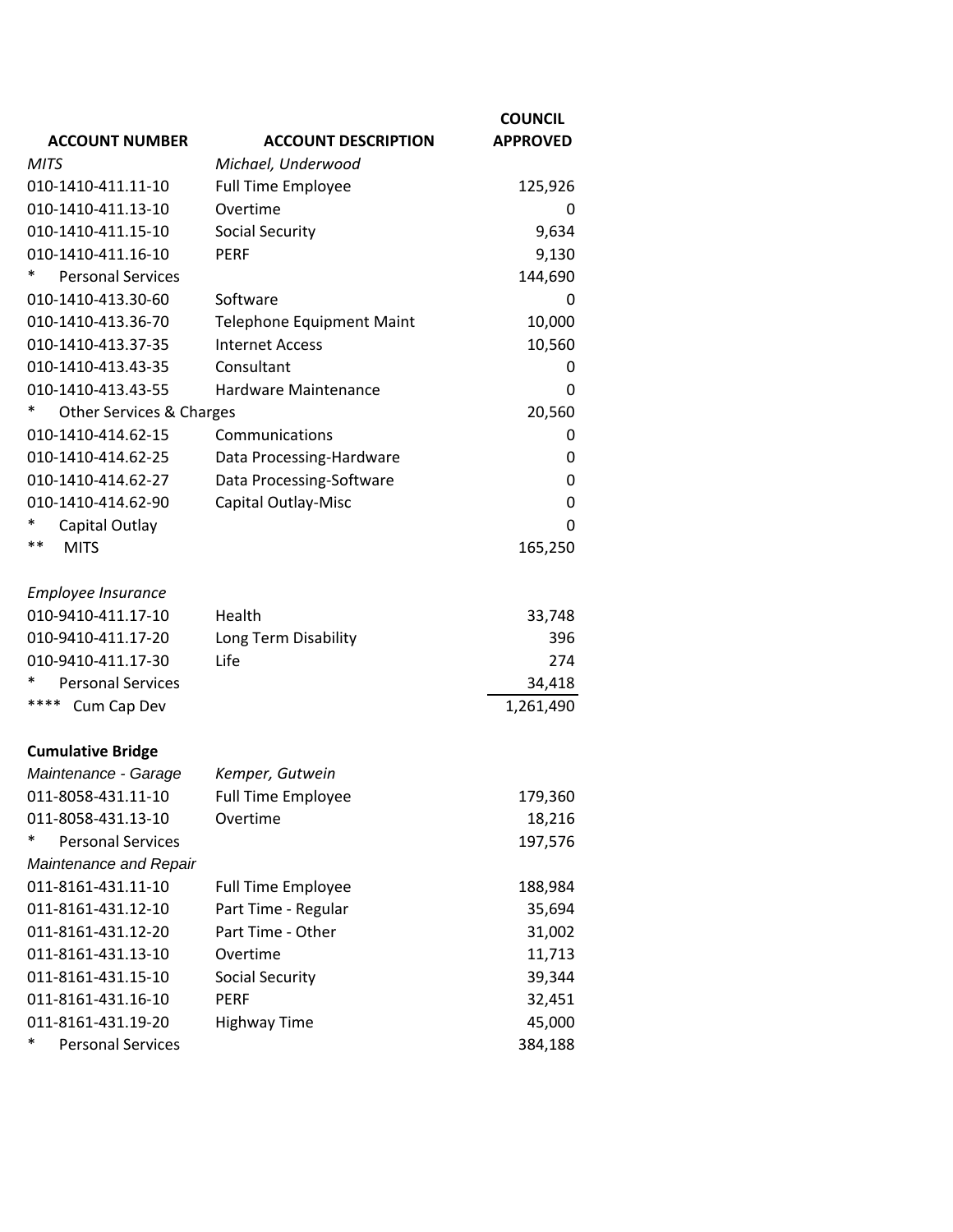| ACCOUNT NUMBER | ACCOUNT DESCRIPTION | COUNCIL APPROVED |
|---|---|---|
| *MITS* | *Michael, Underwood* | |
| 010-1410-411.11-10 | Full Time Employee | 125,926 |
| 010-1410-411.13-10 | Overtime | 0 |
| 010-1410-411.15-10 | Social Security | 9,634 |
| 010-1410-411.16-10 | PERF | 9,130 |
| * Personal Services | | 144,690 |
| 010-1410-413.30-60 | Software | 0 |
| 010-1410-413.36-70 | Telephone Equipment Maint | 10,000 |
| 010-1410-413.37-35 | Internet Access | 10,560 |
| 010-1410-413.43-35 | Consultant | 0 |
| 010-1410-413.43-55 | Hardware Maintenance | 0 |
| * Other Services & Charges | | 20,560 |
| 010-1410-414.62-15 | Communications | 0 |
| 010-1410-414.62-25 | Data Processing-Hardware | 0 |
| 010-1410-414.62-27 | Data Processing-Software | 0 |
| 010-1410-414.62-90 | Capital Outlay-Misc | 0 |
| * Capital Outlay | | 0 |
| ** MITS | | 165,250 |
| | | |
| *Employee Insurance* | | |
| 010-9410-411.17-10 | Health | 33,748 |
| 010-9410-411.17-20 | Long Term Disability | 396 |
| 010-9410-411.17-30 | Life | 274 |
| * Personal Services | | 34,418 |
| **** Cum Cap Dev | | 1,261,490 |
| | | |
| **Cumulative Bridge** | | |
| *Maintenance - Garage* | *Kemper, Gutwein* | |
| 011-8058-431.11-10 | Full Time Employee | 179,360 |
| 011-8058-431.13-10 | Overtime | 18,216 |
| * Personal Services | | 197,576 |
| *Maintenance and Repair* | | |
| 011-8161-431.11-10 | Full Time Employee | 188,984 |
| 011-8161-431.12-10 | Part Time - Regular | 35,694 |
| 011-8161-431.12-20 | Part Time - Other | 31,002 |
| 011-8161-431.13-10 | Overtime | 11,713 |
| 011-8161-431.15-10 | Social Security | 39,344 |
| 011-8161-431.16-10 | PERF | 32,451 |
| 011-8161-431.19-20 | Highway Time | 45,000 |
| * Personal Services | | 384,188 |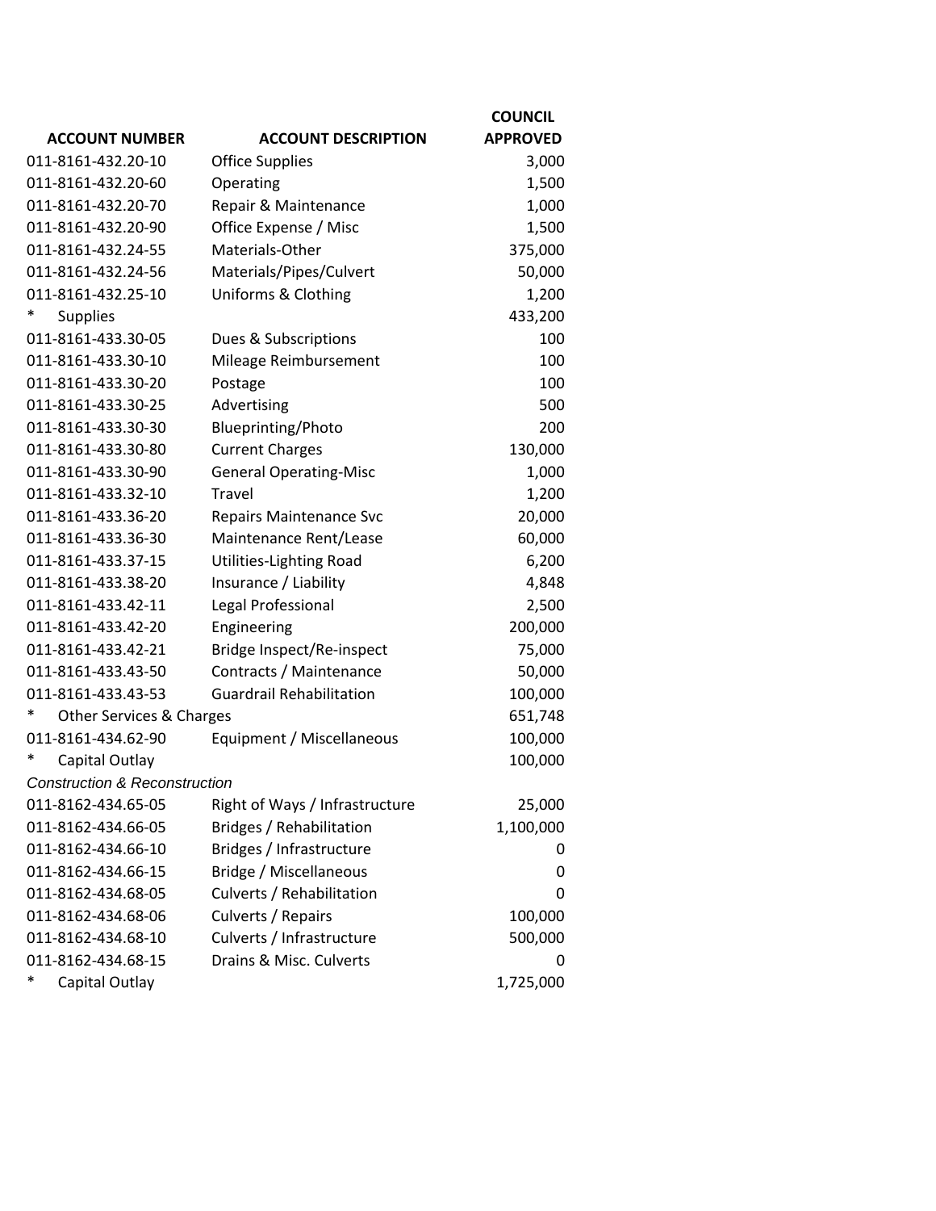| ACCOUNT NUMBER | ACCOUNT DESCRIPTION | COUNCIL APPROVED |
|---|---|---|
| 011-8161-432.20-10 | Office Supplies | 3,000 |
| 011-8161-432.20-60 | Operating | 1,500 |
| 011-8161-432.20-70 | Repair & Maintenance | 1,000 |
| 011-8161-432.20-90 | Office Expense / Misc | 1,500 |
| 011-8161-432.24-55 | Materials-Other | 375,000 |
| 011-8161-432.24-56 | Materials/Pipes/Culvert | 50,000 |
| 011-8161-432.25-10 | Uniforms & Clothing | 1,200 |
| * Supplies | | 433,200 |
| 011-8161-433.30-05 | Dues & Subscriptions | 100 |
| 011-8161-433.30-10 | Mileage Reimbursement | 100 |
| 011-8161-433.30-20 | Postage | 100 |
| 011-8161-433.30-25 | Advertising | 500 |
| 011-8161-433.30-30 | Blueprinting/Photo | 200 |
| 011-8161-433.30-80 | Current Charges | 130,000 |
| 011-8161-433.30-90 | General Operating-Misc | 1,000 |
| 011-8161-433.32-10 | Travel | 1,200 |
| 011-8161-433.36-20 | Repairs Maintenance Svc | 20,000 |
| 011-8161-433.36-30 | Maintenance Rent/Lease | 60,000 |
| 011-8161-433.37-15 | Utilities-Lighting Road | 6,200 |
| 011-8161-433.38-20 | Insurance / Liability | 4,848 |
| 011-8161-433.42-11 | Legal Professional | 2,500 |
| 011-8161-433.42-20 | Engineering | 200,000 |
| 011-8161-433.42-21 | Bridge Inspect/Re-inspect | 75,000 |
| 011-8161-433.43-50 | Contracts / Maintenance | 50,000 |
| 011-8161-433.43-53 | Guardrail Rehabilitation | 100,000 |
| * Other Services & Charges | | 651,748 |
| 011-8161-434.62-90 | Equipment / Miscellaneous | 100,000 |
| * Capital Outlay | | 100,000 |
| *Construction & Reconstruction* | | |
| 011-8162-434.65-05 | Right of Ways / Infrastructure | 25,000 |
| 011-8162-434.66-05 | Bridges / Rehabilitation | 1,100,000 |
| 011-8162-434.66-10 | Bridges / Infrastructure | 0 |
| 011-8162-434.66-15 | Bridge / Miscellaneous | 0 |
| 011-8162-434.68-05 | Culverts / Rehabilitation | 0 |
| 011-8162-434.68-06 | Culverts / Repairs | 100,000 |
| 011-8162-434.68-10 | Culverts / Infrastructure | 500,000 |
| 011-8162-434.68-15 | Drains & Misc. Culverts | 0 |
| * Capital Outlay | | 1,725,000 |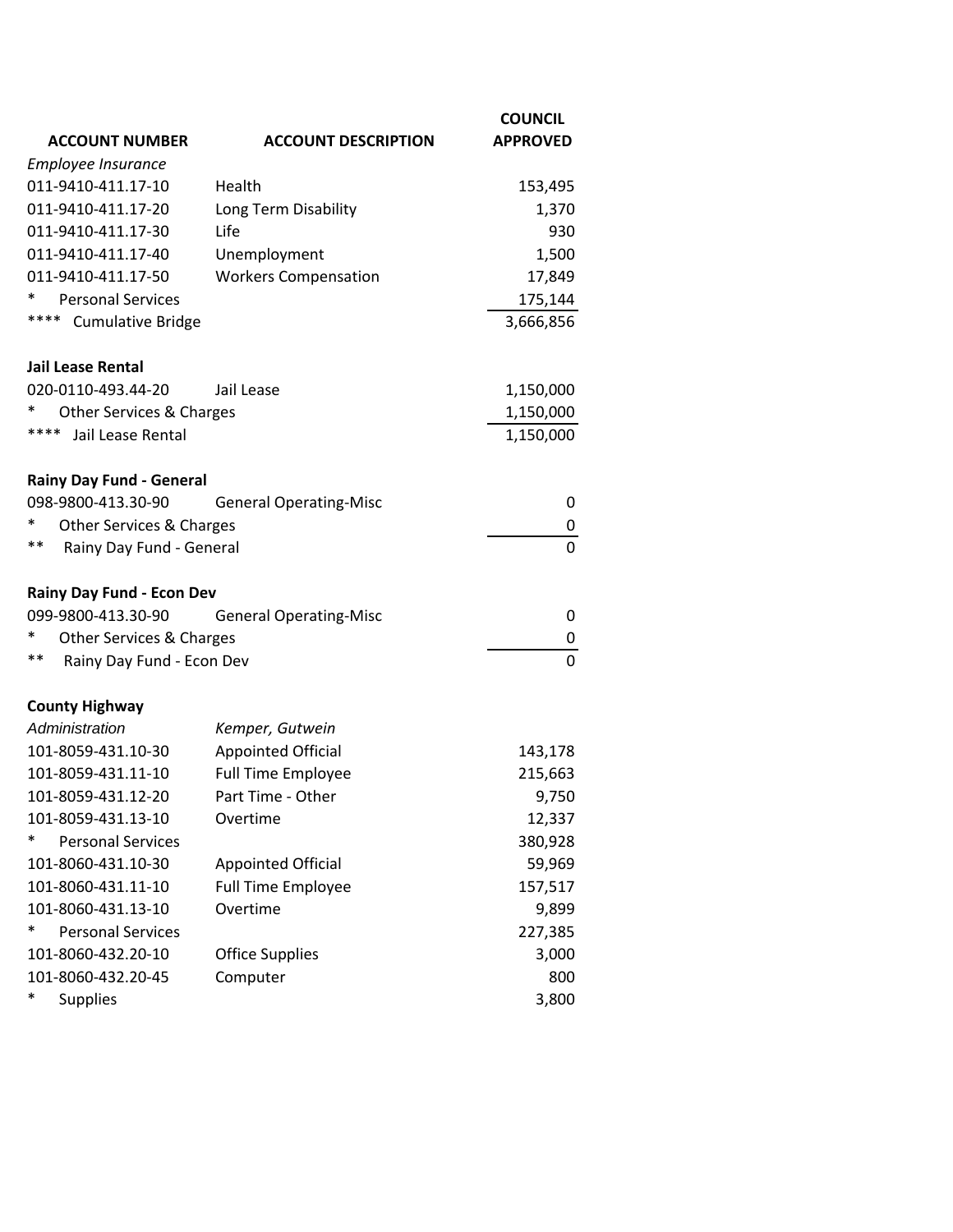| ACCOUNT NUMBER | ACCOUNT DESCRIPTION | COUNCIL APPROVED |
|---|---|---|
| *Employee Insurance* | | |
| 011-9410-411.17-10 | Health | 153,495 |
| 011-9410-411.17-20 | Long Term Disability | 1,370 |
| 011-9410-411.17-30 | Life | 930 |
| 011-9410-411.17-40 | Unemployment | 1,500 |
| 011-9410-411.17-50 | Workers Compensation | 17,849 |
| * Personal Services | | 175,144 |
| **** Cumulative Bridge | | 3,666,856 |
| | | |
| **Jail Lease Rental** | | |
| 020-0110-493.44-20 | Jail Lease | 1,150,000 |
| * Other Services & Charges | | 1,150,000 |
| **** Jail Lease Rental | | 1,150,000 |
| | | |
| **Rainy Day Fund - General** | | |
| 098-9800-413.30-90 | General Operating-Misc | 0 |
| * Other Services & Charges | | 0 |
| ** Rainy Day Fund - General | | 0 |
| | | |
| **Rainy Day Fund - Econ Dev** | | |
| 099-9800-413.30-90 | General Operating-Misc | 0 |
| * Other Services & Charges | | 0 |
| ** Rainy Day Fund - Econ Dev | | 0 |
| | | |
| **County Highway** | | |
| *Administration* | *Kemper, Gutwein* | |
| 101-8059-431.10-30 | Appointed Official | 143,178 |
| 101-8059-431.11-10 | Full Time Employee | 215,663 |
| 101-8059-431.12-20 | Part Time - Other | 9,750 |
| 101-8059-431.13-10 | Overtime | 12,337 |
| * Personal Services | | 380,928 |
| 101-8060-431.10-30 | Appointed Official | 59,969 |
| 101-8060-431.11-10 | Full Time Employee | 157,517 |
| 101-8060-431.13-10 | Overtime | 9,899 |
| * Personal Services | | 227,385 |
| 101-8060-432.20-10 | Office Supplies | 3,000 |
| 101-8060-432.20-45 | Computer | 800 |
| * Supplies | | 3,800 |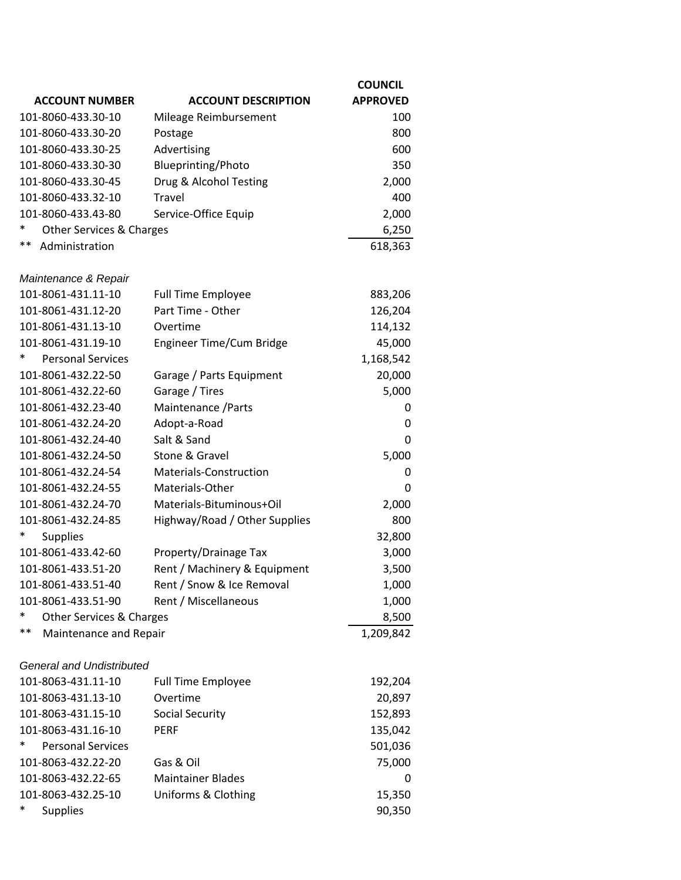| ACCOUNT NUMBER | ACCOUNT DESCRIPTION | COUNCIL APPROVED |
|---|---|---|
| 101-8060-433.30-10 | Mileage Reimbursement | 100 |
| 101-8060-433.30-20 | Postage | 800 |
| 101-8060-433.30-25 | Advertising | 600 |
| 101-8060-433.30-30 | Blueprinting/Photo | 350 |
| 101-8060-433.30-45 | Drug & Alcohol Testing | 2,000 |
| 101-8060-433.32-10 | Travel | 400 |
| 101-8060-433.43-80 | Service-Office Equip | 2,000 |
| * Other Services & Charges | | 6,250 |
| ** Administration | | 618,363 |
| | | |
| *Maintenance & Repair* | | |
| 101-8061-431.11-10 | Full Time Employee | 883,206 |
| 101-8061-431.12-20 | Part Time - Other | 126,204 |
| 101-8061-431.13-10 | Overtime | 114,132 |
| 101-8061-431.19-10 | Engineer Time/Cum Bridge | 45,000 |
| * Personal Services | | 1,168,542 |
| 101-8061-432.22-50 | Garage / Parts Equipment | 20,000 |
| 101-8061-432.22-60 | Garage / Tires | 5,000 |
| 101-8061-432.23-40 | Maintenance /Parts | 0 |
| 101-8061-432.24-20 | Adopt-a-Road | 0 |
| 101-8061-432.24-40 | Salt & Sand | 0 |
| 101-8061-432.24-50 | Stone & Gravel | 5,000 |
| 101-8061-432.24-54 | Materials-Construction | 0 |
| 101-8061-432.24-55 | Materials-Other | 0 |
| 101-8061-432.24-70 | Materials-Bituminous+Oil | 2,000 |
| 101-8061-432.24-85 | Highway/Road / Other Supplies | 800 |
| * Supplies | | 32,800 |
| 101-8061-433.42-60 | Property/Drainage Tax | 3,000 |
| 101-8061-433.51-20 | Rent / Machinery & Equipment | 3,500 |
| 101-8061-433.51-40 | Rent / Snow & Ice Removal | 1,000 |
| 101-8061-433.51-90 | Rent / Miscellaneous | 1,000 |
| * Other Services & Charges | | 8,500 |
| ** Maintenance and Repair | | 1,209,842 |
| | | |
| *General and Undistributed* | | |
| 101-8063-431.11-10 | Full Time Employee | 192,204 |
| 101-8063-431.13-10 | Overtime | 20,897 |
| 101-8063-431.15-10 | Social Security | 152,893 |
| 101-8063-431.16-10 | PERF | 135,042 |
| * Personal Services | | 501,036 |
| 101-8063-432.22-20 | Gas & Oil | 75,000 |
| 101-8063-432.22-65 | Maintainer Blades | 0 |
| 101-8063-432.25-10 | Uniforms & Clothing | 15,350 |
| * Supplies | | 90,350 |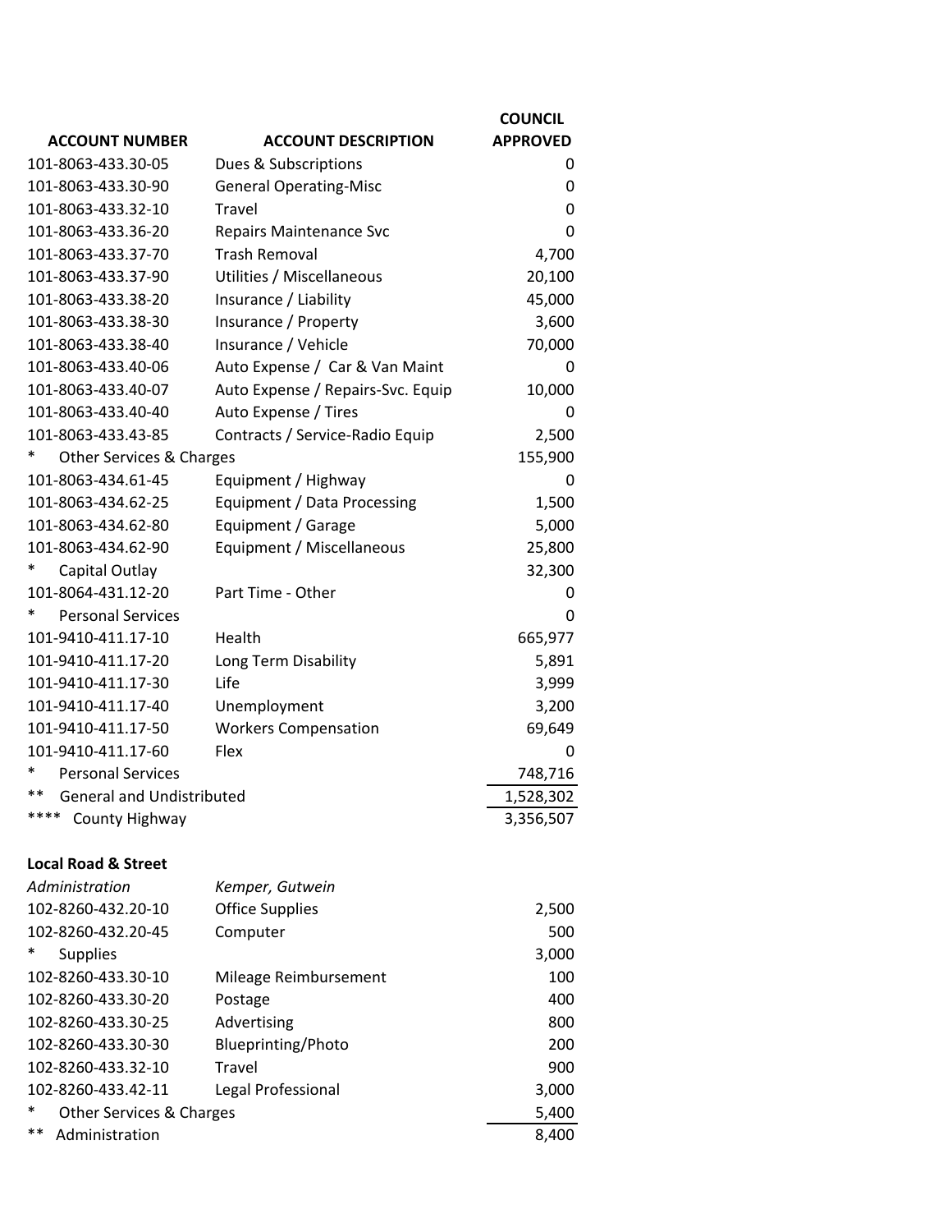| ACCOUNT NUMBER | ACCOUNT DESCRIPTION | COUNCIL APPROVED |
|---|---|---|
| 101-8063-433.30-05 | Dues & Subscriptions | 0 |
| 101-8063-433.30-90 | General Operating-Misc | 0 |
| 101-8063-433.32-10 | Travel | 0 |
| 101-8063-433.36-20 | Repairs Maintenance Svc | 0 |
| 101-8063-433.37-70 | Trash Removal | 4,700 |
| 101-8063-433.37-90 | Utilities / Miscellaneous | 20,100 |
| 101-8063-433.38-20 | Insurance / Liability | 45,000 |
| 101-8063-433.38-30 | Insurance / Property | 3,600 |
| 101-8063-433.38-40 | Insurance / Vehicle | 70,000 |
| 101-8063-433.40-06 | Auto Expense / Car & Van Maint | 0 |
| 101-8063-433.40-07 | Auto Expense / Repairs-Svc. Equip | 10,000 |
| 101-8063-433.40-40 | Auto Expense / Tires | 0 |
| 101-8063-433.43-85 | Contracts / Service-Radio Equip | 2,500 |
| * Other Services & Charges | | 155,900 |
| 101-8063-434.61-45 | Equipment / Highway | 0 |
| 101-8063-434.62-25 | Equipment / Data Processing | 1,500 |
| 101-8063-434.62-80 | Equipment / Garage | 5,000 |
| 101-8063-434.62-90 | Equipment / Miscellaneous | 25,800 |
| * Capital Outlay | | 32,300 |
| 101-8064-431.12-20 | Part Time - Other | 0 |
| * Personal Services | | 0 |
| 101-9410-411.17-10 | Health | 665,977 |
| 101-9410-411.17-20 | Long Term Disability | 5,891 |
| 101-9410-411.17-30 | Life | 3,999 |
| 101-9410-411.17-40 | Unemployment | 3,200 |
| 101-9410-411.17-50 | Workers Compensation | 69,649 |
| 101-9410-411.17-60 | Flex | 0 |
| * Personal Services | | 748,716 |
| ** General and Undistributed | | 1,528,302 |
| **** County Highway | | 3,356,507 |

**Local Road & Street**

| *Administration* | *Kemper, Gutwein* | |
|---|---|---|
| 102-8260-432.20-10 | Office Supplies | 2,500 |
| 102-8260-432.20-45 | Computer | 500 |
| * Supplies | | 3,000 |
| 102-8260-433.30-10 | Mileage Reimbursement | 100 |
| 102-8260-433.30-20 | Postage | 400 |
| 102-8260-433.30-25 | Advertising | 800 |
| 102-8260-433.30-30 | Blueprinting/Photo | 200 |
| 102-8260-433.32-10 | Travel | 900 |
| 102-8260-433.42-11 | Legal Professional | 3,000 |
| * Other Services & Charges | | 5,400 |
| ** Administration | | 8,400 |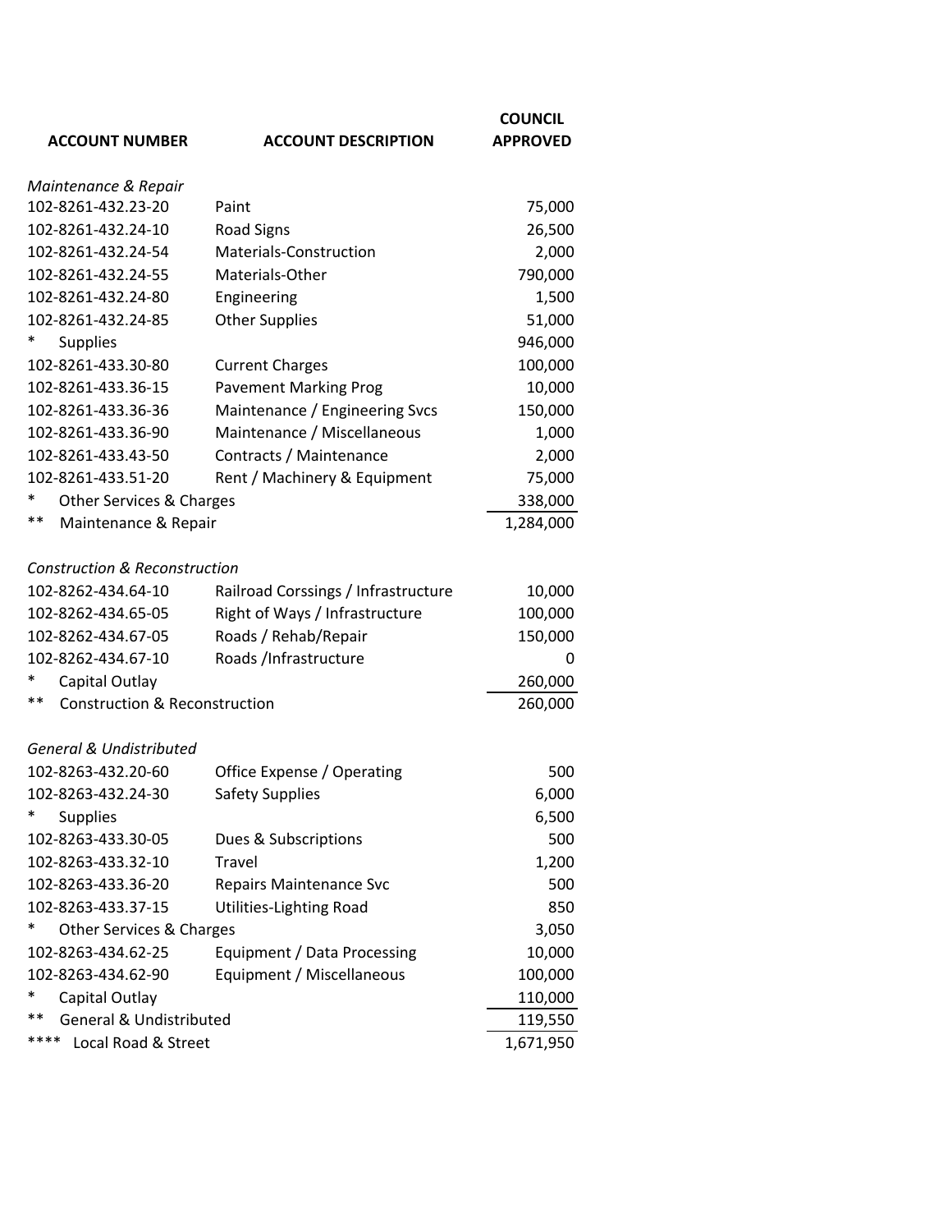| ACCOUNT NUMBER | ACCOUNT DESCRIPTION | COUNCIL APPROVED |
|---|---|---|
| *Maintenance & Repair* | | |
| 102-8261-432.23-20 | Paint | 75,000 |
| 102-8261-432.24-10 | Road Signs | 26,500 |
| 102-8261-432.24-54 | Materials-Construction | 2,000 |
| 102-8261-432.24-55 | Materials-Other | 790,000 |
| 102-8261-432.24-80 | Engineering | 1,500 |
| 102-8261-432.24-85 | Other Supplies | 51,000 |
| * Supplies | | 946,000 |
| 102-8261-433.30-80 | Current Charges | 100,000 |
| 102-8261-433.36-15 | Pavement Marking Prog | 10,000 |
| 102-8261-433.36-36 | Maintenance / Engineering Svcs | 150,000 |
| 102-8261-433.36-90 | Maintenance / Miscellaneous | 1,000 |
| 102-8261-433.43-50 | Contracts / Maintenance | 2,000 |
| 102-8261-433.51-20 | Rent / Machinery & Equipment | 75,000 |
| * Other Services & Charges | | 338,000 |
| ** Maintenance & Repair | | 1,284,000 |
| *Construction & Reconstruction* | | |
| 102-8262-434.64-10 | Railroad Corssings / Infrastructure | 10,000 |
| 102-8262-434.65-05 | Right of Ways / Infrastructure | 100,000 |
| 102-8262-434.67-05 | Roads / Rehab/Repair | 150,000 |
| 102-8262-434.67-10 | Roads /Infrastructure | 0 |
| * Capital Outlay | | 260,000 |
| ** Construction & Reconstruction | | 260,000 |
| *General & Undistributed* | | |
| 102-8263-432.20-60 | Office Expense / Operating | 500 |
| 102-8263-432.24-30 | Safety Supplies | 6,000 |
| * Supplies | | 6,500 |
| 102-8263-433.30-05 | Dues & Subscriptions | 500 |
| 102-8263-433.32-10 | Travel | 1,200 |
| 102-8263-433.36-20 | Repairs Maintenance Svc | 500 |
| 102-8263-433.37-15 | Utilities-Lighting Road | 850 |
| * Other Services & Charges | | 3,050 |
| 102-8263-434.62-25 | Equipment / Data Processing | 10,000 |
| 102-8263-434.62-90 | Equipment / Miscellaneous | 100,000 |
| * Capital Outlay | | 110,000 |
| ** General & Undistributed | | 119,550 |
| **** Local Road & Street | | 1,671,950 |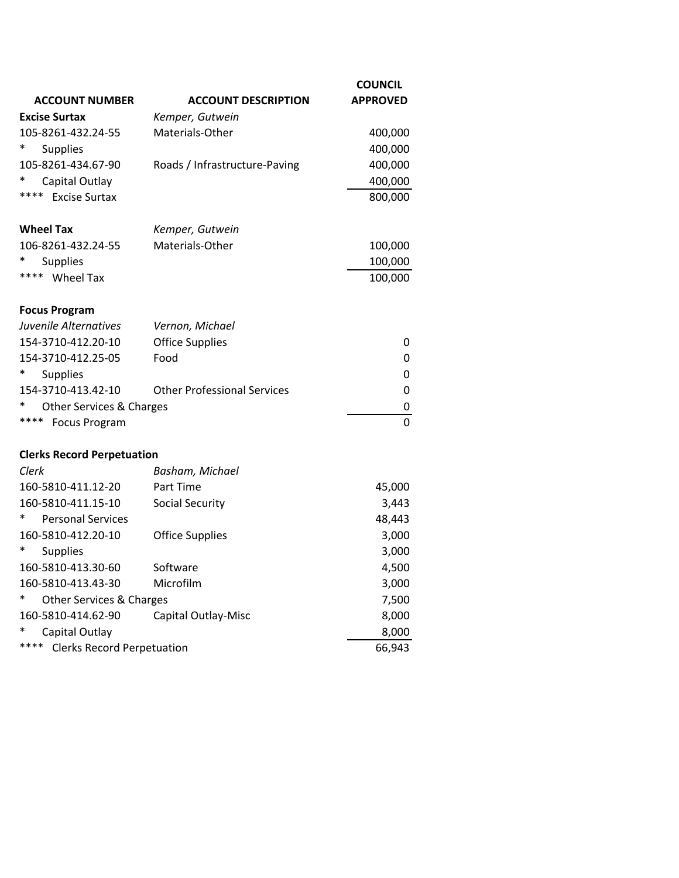| ACCOUNT NUMBER | ACCOUNT DESCRIPTION | COUNCIL APPROVED |
|---|---|---|
| **Excise Surtax** | *Kemper, Gutwein* | |
| 105-8261-432.24-55 | Materials-Other | 400,000 |
| * Supplies | | 400,000 |
| 105-8261-434.67-90 | Roads / Infrastructure-Paving | 400,000 |
| * Capital Outlay | | 400,000 |
| **** Excise Surtax | | 800,000 |
| | | |
| **Wheel Tax** | *Kemper, Gutwein* | |
| 106-8261-432.24-55 | Materials-Other | 100,000 |
| * Supplies | | 100,000 |
| **** Wheel Tax | | 100,000 |
| | | |
| **Focus Program** | | |
| *Juvenile Alternatives* | *Vernon, Michael* | |
| 154-3710-412.20-10 | Office Supplies | 0 |
| 154-3710-412.25-05 | Food | 0 |
| * Supplies | | 0 |
| 154-3710-413.42-10 | Other Professional Services | 0 |
| * Other Services & Charges | | 0 |
| **** Focus Program | | 0 |
| | | |
| **Clerks Record Perpetuation** | | |
| *Clerk* | *Basham, Michael* | |
| 160-5810-411.12-20 | Part Time | 45,000 |
| 160-5810-411.15-10 | Social Security | 3,443 |
| * Personal Services | | 48,443 |
| 160-5810-412.20-10 | Office Supplies | 3,000 |
| * Supplies | | 3,000 |
| 160-5810-413.30-60 | Software | 4,500 |
| 160-5810-413.43-30 | Microfilm | 3,000 |
| * Other Services & Charges | | 7,500 |
| 160-5810-414.62-90 | Capital Outlay-Misc | 8,000 |
| * Capital Outlay | | 8,000 |
| **** Clerks Record Perpetuation | | 66,943 |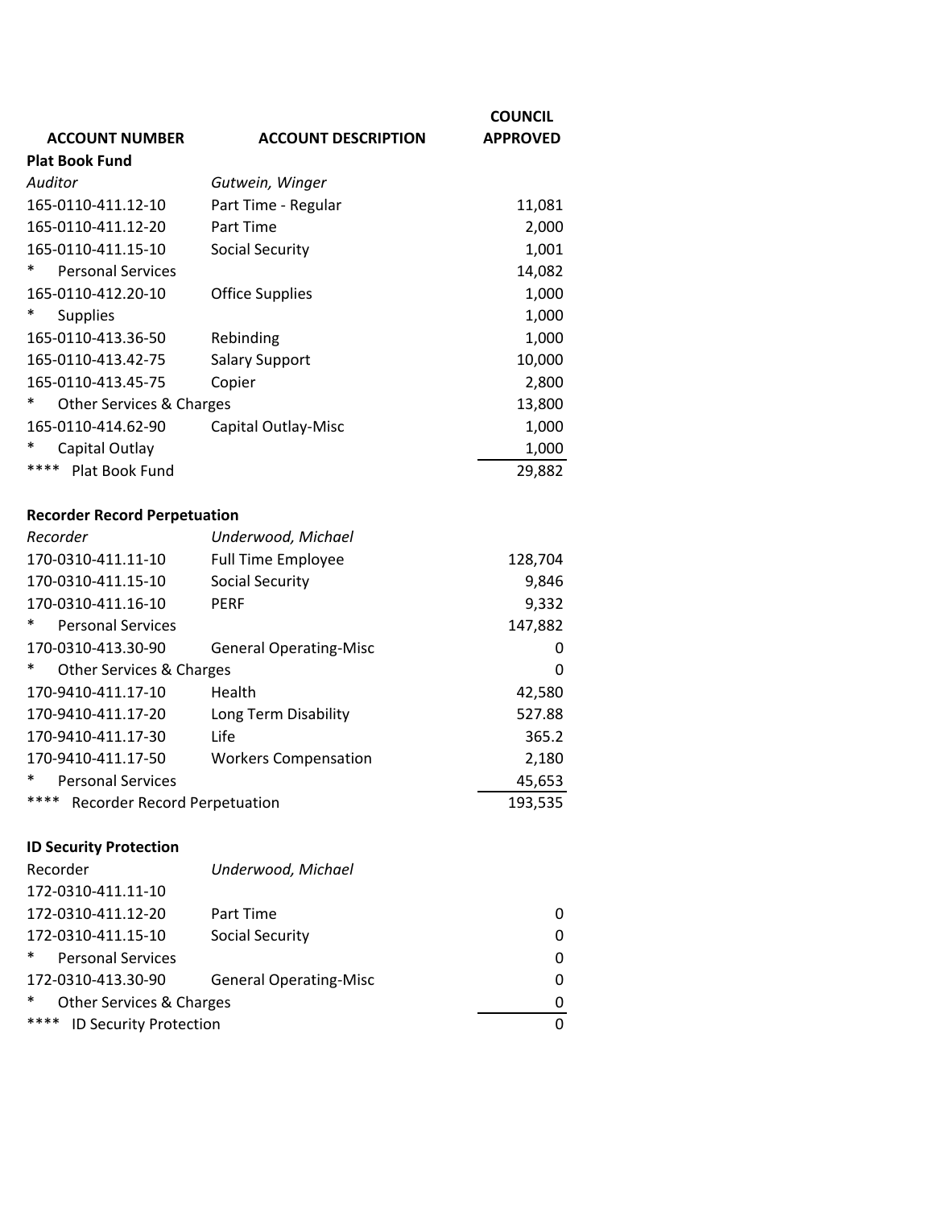| ACCOUNT NUMBER | ACCOUNT DESCRIPTION | COUNCIL APPROVED |
|---|---|---|
| **Plat Book Fund** | | |
| *Auditor* | *Gutwein, Winger* | |
| 165-0110-411.12-10 | Part Time - Regular | 11,081 |
| 165-0110-411.12-20 | Part Time | 2,000 |
| 165-0110-411.15-10 | Social Security | 1,001 |
| * Personal Services | | 14,082 |
| 165-0110-412.20-10 | Office Supplies | 1,000 |
| * Supplies | | 1,000 |
| 165-0110-413.36-50 | Rebinding | 1,000 |
| 165-0110-413.42-75 | Salary Support | 10,000 |
| 165-0110-413.45-75 | Copier | 2,800 |
| * Other Services & Charges | | 13,800 |
| 165-0110-414.62-90 | Capital Outlay-Misc | 1,000 |
| * Capital Outlay | | 1,000 |
| **** Plat Book Fund | | 29,882 |
| | | |
| **Recorder Record Perpetuation** | | |
| *Recorder* | *Underwood, Michael* | |
| 170-0310-411.11-10 | Full Time Employee | 128,704 |
| 170-0310-411.15-10 | Social Security | 9,846 |
| 170-0310-411.16-10 | PERF | 9,332 |
| * Personal Services | | 147,882 |
| 170-0310-413.30-90 | General Operating-Misc | 0 |
| * Other Services & Charges | | 0 |
| 170-9410-411.17-10 | Health | 42,580 |
| 170-9410-411.17-20 | Long Term Disability | 527.88 |
| 170-9410-411.17-30 | Life | 365.2 |
| 170-9410-411.17-50 | Workers Compensation | 2,180 |
| * Personal Services | | 45,653 |
| **** Recorder Record Perpetuation | | 193,535 |
| | | |
| **ID Security Protection** | | |
| Recorder | *Underwood, Michael* | |
| 172-0310-411.11-10 | | |
| 172-0310-411.12-20 | Part Time | 0 |
| 172-0310-411.15-10 | Social Security | 0 |
| * Personal Services | | 0 |
| 172-0310-413.30-90 | General Operating-Misc | 0 |
| * Other Services & Charges | | 0 |
| **** ID Security Protection | | 0 |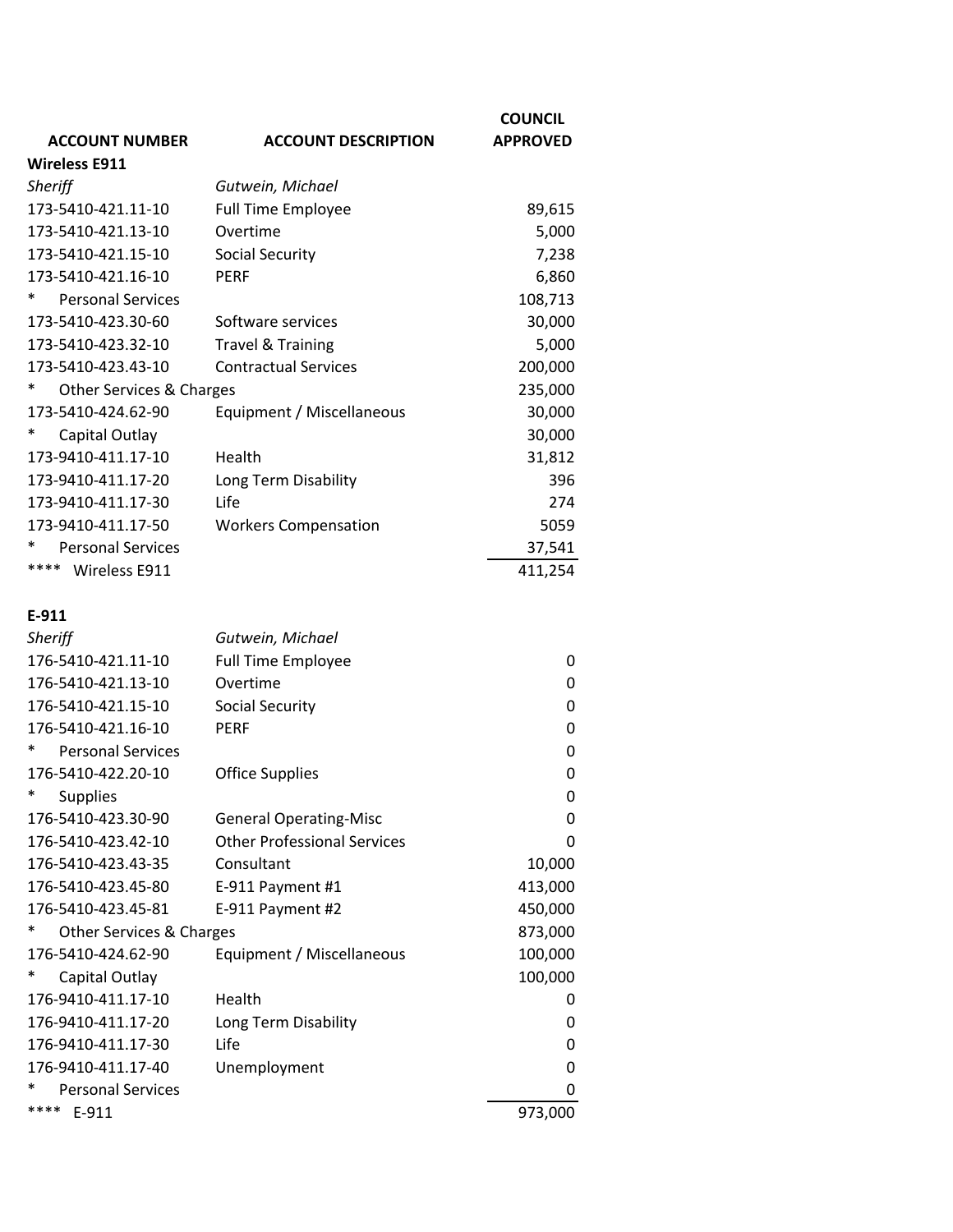| ACCOUNT NUMBER | ACCOUNT DESCRIPTION | COUNCIL APPROVED |
|---|---|---|
| **Wireless E911** | | |
| *Sheriff* | *Gutwein, Michael* | |
| 173-5410-421.11-10 | Full Time Employee | 89,615 |
| 173-5410-421.13-10 | Overtime | 5,000 |
| 173-5410-421.15-10 | Social Security | 7,238 |
| 173-5410-421.16-10 | PERF | 6,860 |
| * Personal Services | | 108,713 |
| 173-5410-423.30-60 | Software services | 30,000 |
| 173-5410-423.32-10 | Travel & Training | 5,000 |
| 173-5410-423.43-10 | Contractual Services | 200,000 |
| * Other Services & Charges | | 235,000 |
| 173-5410-424.62-90 | Equipment / Miscellaneous | 30,000 |
| * Capital Outlay | | 30,000 |
| 173-9410-411.17-10 | Health | 31,812 |
| 173-9410-411.17-20 | Long Term Disability | 396 |
| 173-9410-411.17-30 | Life | 274 |
| 173-9410-411.17-50 | Workers Compensation | 5059 |
| * Personal Services | | 37,541 |
| **** Wireless E911 | | 411,254 |

| ACCOUNT NUMBER | ACCOUNT DESCRIPTION | COUNCIL APPROVED |
|---|---|---|
| **E-911** | | |
| *Sheriff* | *Gutwein, Michael* | |
| 176-5410-421.11-10 | Full Time Employee | 0 |
| 176-5410-421.13-10 | Overtime | 0 |
| 176-5410-421.15-10 | Social Security | 0 |
| 176-5410-421.16-10 | PERF | 0 |
| * Personal Services | | 0 |
| 176-5410-422.20-10 | Office Supplies | 0 |
| * Supplies | | 0 |
| 176-5410-423.30-90 | General Operating-Misc | 0 |
| 176-5410-423.42-10 | Other Professional Services | 0 |
| 176-5410-423.43-35 | Consultant | 10,000 |
| 176-5410-423.45-80 | E-911 Payment #1 | 413,000 |
| 176-5410-423.45-81 | E-911 Payment #2 | 450,000 |
| * Other Services & Charges | | 873,000 |
| 176-5410-424.62-90 | Equipment / Miscellaneous | 100,000 |
| * Capital Outlay | | 100,000 |
| 176-9410-411.17-10 | Health | 0 |
| 176-9410-411.17-20 | Long Term Disability | 0 |
| 176-9410-411.17-30 | Life | 0 |
| 176-9410-411.17-40 | Unemployment | 0 |
| * Personal Services | | 0 |
| **** E-911 | | 973,000 |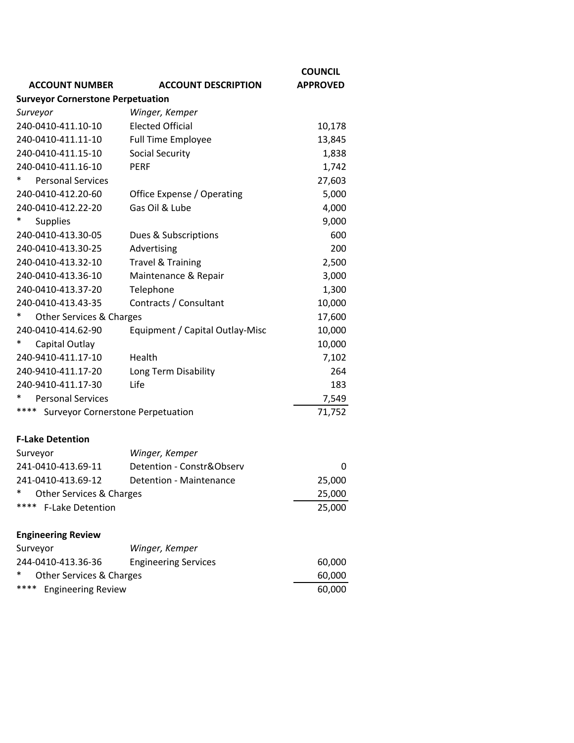| ACCOUNT NUMBER | ACCOUNT DESCRIPTION | COUNCIL APPROVED |
|---|---|---|
| **Surveyor Cornerstone Perpetuation** | | |
| *Surveyor* | *Winger, Kemper* | |
| 240-0410-411.10-10 | Elected Official | 10,178 |
| 240-0410-411.11-10 | Full Time Employee | 13,845 |
| 240-0410-411.15-10 | Social Security | 1,838 |
| 240-0410-411.16-10 | PERF | 1,742 |
| * Personal Services | | 27,603 |
| 240-0410-412.20-60 | Office Expense / Operating | 5,000 |
| 240-0410-412.22-20 | Gas Oil & Lube | 4,000 |
| * Supplies | | 9,000 |
| 240-0410-413.30-05 | Dues & Subscriptions | 600 |
| 240-0410-413.30-25 | Advertising | 200 |
| 240-0410-413.32-10 | Travel & Training | 2,500 |
| 240-0410-413.36-10 | Maintenance & Repair | 3,000 |
| 240-0410-413.37-20 | Telephone | 1,300 |
| 240-0410-413.43-35 | Contracts / Consultant | 10,000 |
| * Other Services & Charges | | 17,600 |
| 240-0410-414.62-90 | Equipment / Capital Outlay-Misc | 10,000 |
| * Capital Outlay | | 10,000 |
| 240-9410-411.17-10 | Health | 7,102 |
| 240-9410-411.17-20 | Long Term Disability | 264 |
| 240-9410-411.17-30 | Life | 183 |
| * Personal Services | | 7,549 |
| **** Surveyor Cornerstone Perpetuation | | 71,752 |
| | | |
| **F-Lake Detention** | | |
| Surveyor | *Winger, Kemper* | |
| 241-0410-413.69-11 | Detention - Constr&Observ | 0 |
| 241-0410-413.69-12 | Detention - Maintenance | 25,000 |
| * Other Services & Charges | | 25,000 |
| **** F-Lake Detention | | 25,000 |
| | | |
| **Engineering Review** | | |
| Surveyor | *Winger, Kemper* | |
| 244-0410-413.36-36 | Engineering Services | 60,000 |
| * Other Services & Charges | | 60,000 |
| **** Engineering Review | | 60,000 |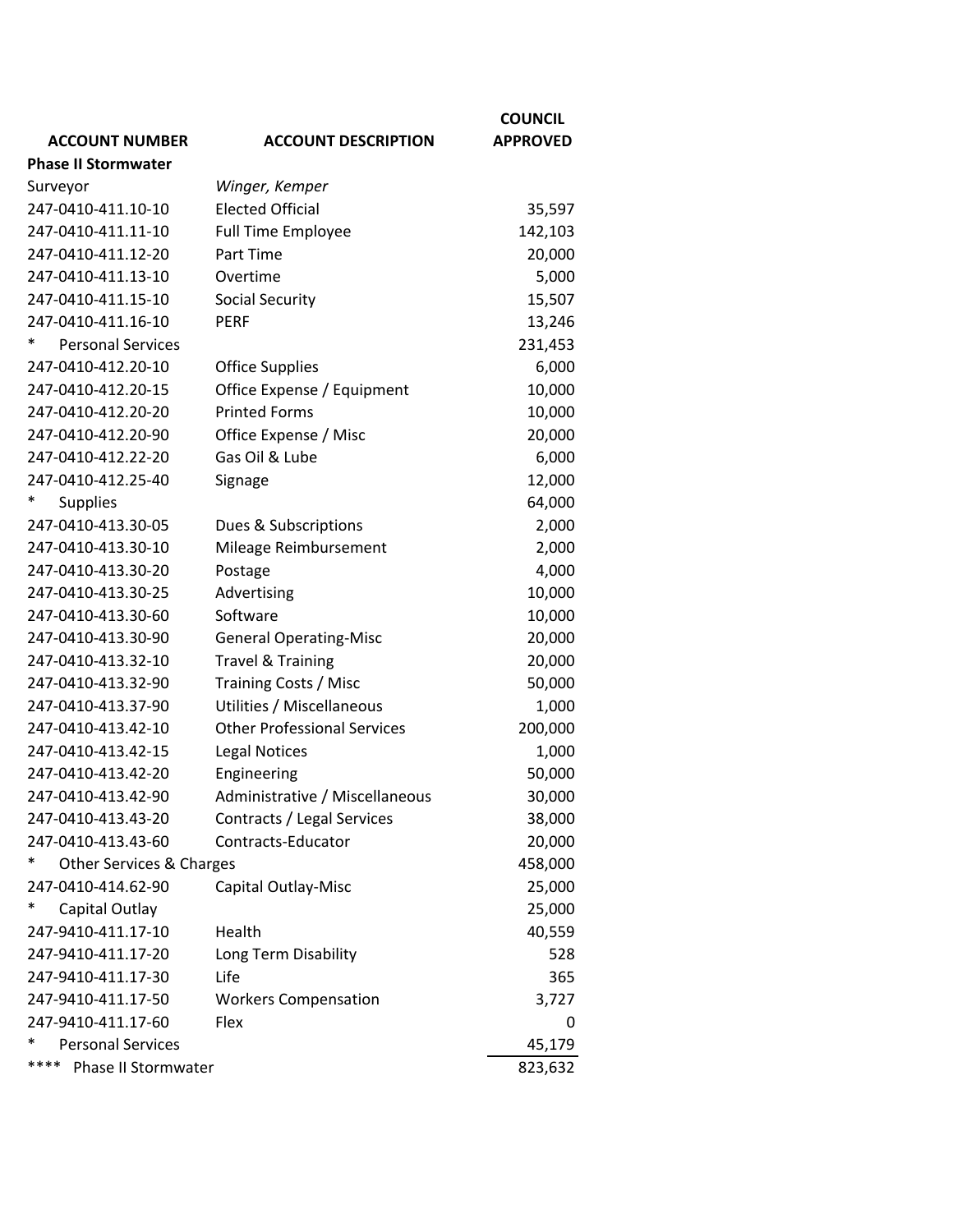| ACCOUNT NUMBER | ACCOUNT DESCRIPTION | COUNCIL APPROVED |
| --- | --- | --- |
| **Phase II Stormwater** | | |
| Surveyor | *Winger, Kemper* | |
| 247-0410-411.10-10 | Elected Official | 35,597 |
| 247-0410-411.11-10 | Full Time Employee | 142,103 |
| 247-0410-411.12-20 | Part Time | 20,000 |
| 247-0410-411.13-10 | Overtime | 5,000 |
| 247-0410-411.15-10 | Social Security | 15,507 |
| 247-0410-411.16-10 | PERF | 13,246 |
| * Personal Services | | 231,453 |
| 247-0410-412.20-10 | Office Supplies | 6,000 |
| 247-0410-412.20-15 | Office Expense / Equipment | 10,000 |
| 247-0410-412.20-20 | Printed Forms | 10,000 |
| 247-0410-412.20-90 | Office Expense / Misc | 20,000 |
| 247-0410-412.22-20 | Gas Oil & Lube | 6,000 |
| 247-0410-412.25-40 | Signage | 12,000 |
| * Supplies | | 64,000 |
| 247-0410-413.30-05 | Dues & Subscriptions | 2,000 |
| 247-0410-413.30-10 | Mileage Reimbursement | 2,000 |
| 247-0410-413.30-20 | Postage | 4,000 |
| 247-0410-413.30-25 | Advertising | 10,000 |
| 247-0410-413.30-60 | Software | 10,000 |
| 247-0410-413.30-90 | General Operating-Misc | 20,000 |
| 247-0410-413.32-10 | Travel & Training | 20,000 |
| 247-0410-413.32-90 | Training Costs / Misc | 50,000 |
| 247-0410-413.37-90 | Utilities / Miscellaneous | 1,000 |
| 247-0410-413.42-10 | Other Professional Services | 200,000 |
| 247-0410-413.42-15 | Legal Notices | 1,000 |
| 247-0410-413.42-20 | Engineering | 50,000 |
| 247-0410-413.42-90 | Administrative / Miscellaneous | 30,000 |
| 247-0410-413.43-20 | Contracts / Legal Services | 38,000 |
| 247-0410-413.43-60 | Contracts-Educator | 20,000 |
| * Other Services & Charges | | 458,000 |
| 247-0410-414.62-90 | Capital Outlay-Misc | 25,000 |
| * Capital Outlay | | 25,000 |
| 247-9410-411.17-10 | Health | 40,559 |
| 247-9410-411.17-20 | Long Term Disability | 528 |
| 247-9410-411.17-30 | Life | 365 |
| 247-9410-411.17-50 | Workers Compensation | 3,727 |
| 247-9410-411.17-60 | Flex | 0 |
| * Personal Services | | 45,179 |
| **** Phase II Stormwater | | 823,632 |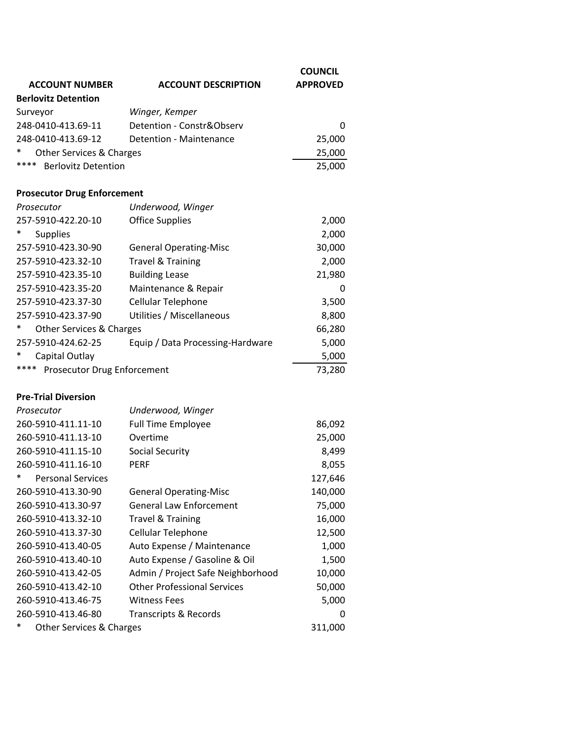| ACCOUNT NUMBER | ACCOUNT DESCRIPTION | COUNCIL APPROVED |
|---|---|---|
| **Berlovitz Detention** | | |
| Surveyor | *Winger, Kemper* | |
| 248-0410-413.69-11 | Detention - Constr&Observ | 0 |
| 248-0410-413.69-12 | Detention - Maintenance | 25,000 |
| * Other Services & Charges | | 25,000 |
| **** Berlovitz Detention | | 25,000 |
| | | |
| **Prosecutor Drug Enforcement** | | |
| *Prosecutor* | *Underwood, Winger* | |
| 257-5910-422.20-10 | Office Supplies | 2,000 |
| * Supplies | | 2,000 |
| 257-5910-423.30-90 | General Operating-Misc | 30,000 |
| 257-5910-423.32-10 | Travel & Training | 2,000 |
| 257-5910-423.35-10 | Building Lease | 21,980 |
| 257-5910-423.35-20 | Maintenance & Repair | 0 |
| 257-5910-423.37-30 | Cellular Telephone | 3,500 |
| 257-5910-423.37-90 | Utilities / Miscellaneous | 8,800 |
| * Other Services & Charges | | 66,280 |
| 257-5910-424.62-25 | Equip / Data Processing-Hardware | 5,000 |
| * Capital Outlay | | 5,000 |
| **** Prosecutor Drug Enforcement | | 73,280 |
| | | |
| **Pre-Trial Diversion** | | |
| *Prosecutor* | *Underwood, Winger* | |
| 260-5910-411.11-10 | Full Time Employee | 86,092 |
| 260-5910-411.13-10 | Overtime | 25,000 |
| 260-5910-411.15-10 | Social Security | 8,499 |
| 260-5910-411.16-10 | PERF | 8,055 |
| * Personal Services | | 127,646 |
| 260-5910-413.30-90 | General Operating-Misc | 140,000 |
| 260-5910-413.30-97 | General Law Enforcement | 75,000 |
| 260-5910-413.32-10 | Travel & Training | 16,000 |
| 260-5910-413.37-30 | Cellular Telephone | 12,500 |
| 260-5910-413.40-05 | Auto Expense / Maintenance | 1,000 |
| 260-5910-413.40-10 | Auto Expense / Gasoline & Oil | 1,500 |
| 260-5910-413.42-05 | Admin / Project Safe Neighborhood | 10,000 |
| 260-5910-413.42-10 | Other Professional Services | 50,000 |
| 260-5910-413.46-75 | Witness Fees | 5,000 |
| 260-5910-413.46-80 | Transcripts & Records | 0 |
| * Other Services & Charges | | 311,000 |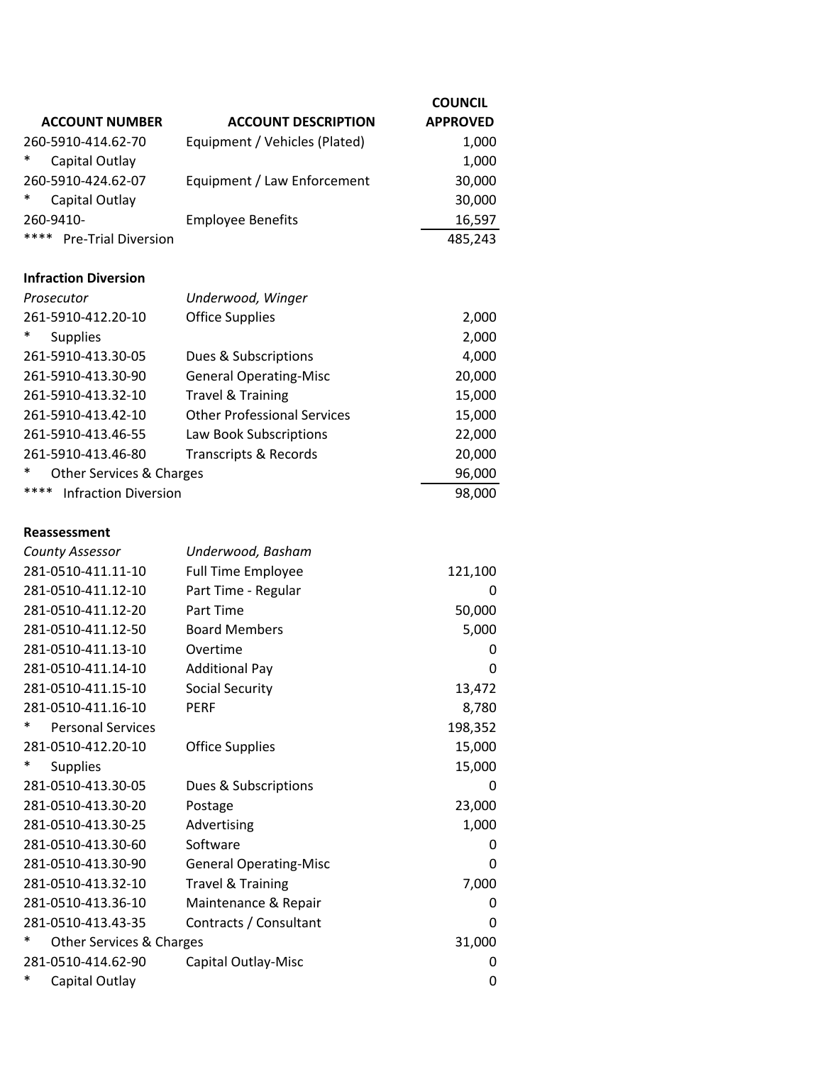| ACCOUNT NUMBER | ACCOUNT DESCRIPTION | COUNCIL APPROVED |
|---|---|---|
| 260-5910-414.62-70 | Equipment / Vehicles (Plated) | 1,000 |
| * Capital Outlay | | 1,000 |
| 260-5910-424.62-07 | Equipment / Law Enforcement | 30,000 |
| * Capital Outlay | | 30,000 |
| 260-9410- | Employee Benefits | 16,597 |
| **** Pre-Trial Diversion | | 485,243 |
| | | |
| **Infraction Diversion** | | |
| *Prosecutor* | *Underwood, Winger* | |
| 261-5910-412.20-10 | Office Supplies | 2,000 |
| * Supplies | | 2,000 |
| 261-5910-413.30-05 | Dues & Subscriptions | 4,000 |
| 261-5910-413.30-90 | General Operating-Misc | 20,000 |
| 261-5910-413.32-10 | Travel & Training | 15,000 |
| 261-5910-413.42-10 | Other Professional Services | 15,000 |
| 261-5910-413.46-55 | Law Book Subscriptions | 22,000 |
| 261-5910-413.46-80 | Transcripts & Records | 20,000 |
| * Other Services & Charges | | 96,000 |
| **** Infraction Diversion | | 98,000 |
| | | |
| **Reassessment** | | |
| *County Assessor* | *Underwood, Basham* | |
| 281-0510-411.11-10 | Full Time Employee | 121,100 |
| 281-0510-411.12-10 | Part Time - Regular | 0 |
| 281-0510-411.12-20 | Part Time | 50,000 |
| 281-0510-411.12-50 | Board Members | 5,000 |
| 281-0510-411.13-10 | Overtime | 0 |
| 281-0510-411.14-10 | Additional Pay | 0 |
| 281-0510-411.15-10 | Social Security | 13,472 |
| 281-0510-411.16-10 | PERF | 8,780 |
| * Personal Services | | 198,352 |
| 281-0510-412.20-10 | Office Supplies | 15,000 |
| * Supplies | | 15,000 |
| 281-0510-413.30-05 | Dues & Subscriptions | 0 |
| 281-0510-413.30-20 | Postage | 23,000 |
| 281-0510-413.30-25 | Advertising | 1,000 |
| 281-0510-413.30-60 | Software | 0 |
| 281-0510-413.30-90 | General Operating-Misc | 0 |
| 281-0510-413.32-10 | Travel & Training | 7,000 |
| 281-0510-413.36-10 | Maintenance & Repair | 0 |
| 281-0510-413.43-35 | Contracts / Consultant | 0 |
| * Other Services & Charges | | 31,000 |
| 281-0510-414.62-90 | Capital Outlay-Misc | 0 |
| * Capital Outlay | | 0 |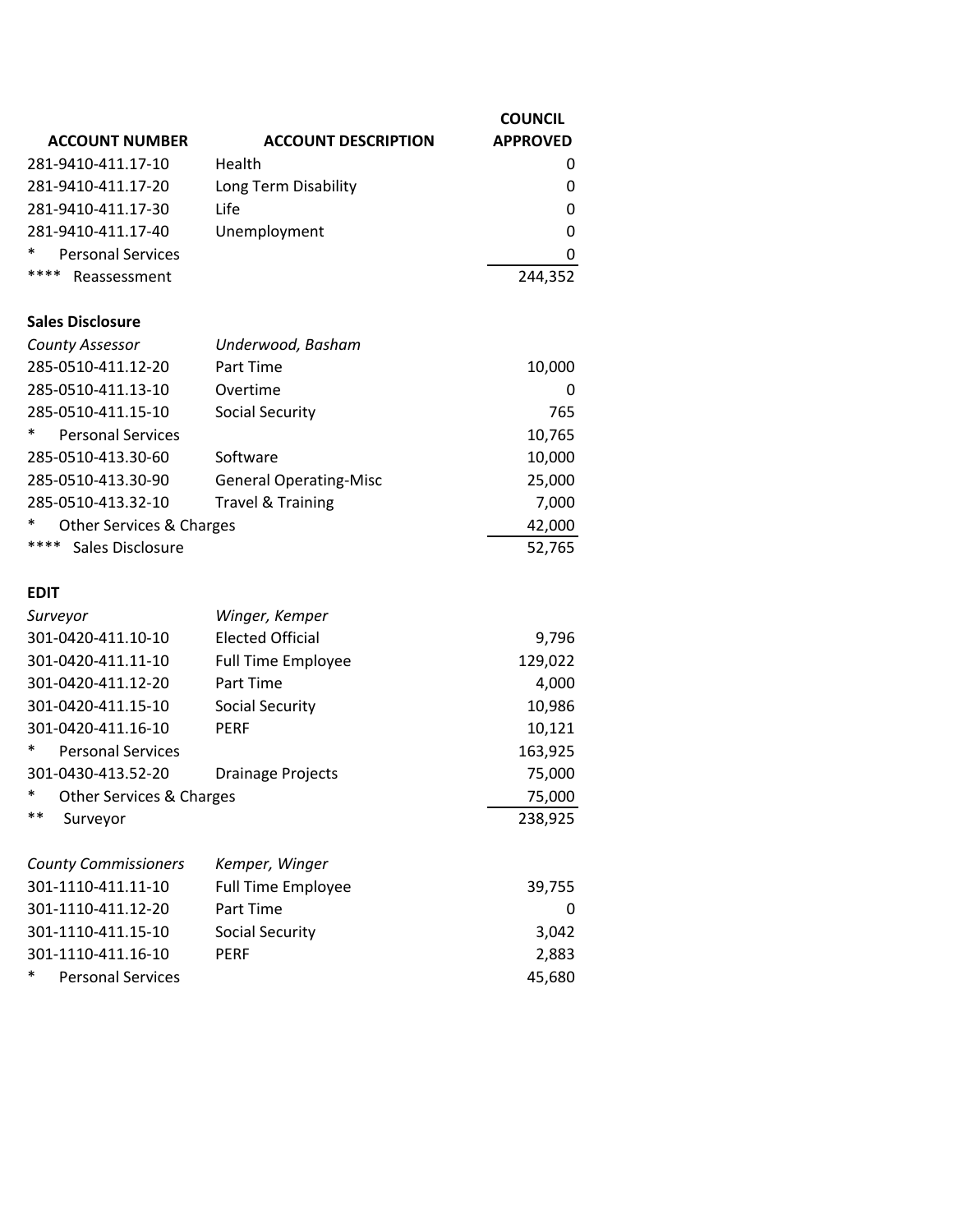| ACCOUNT NUMBER | ACCOUNT DESCRIPTION | COUNCIL APPROVED |
|---|---|---|
| 281-9410-411.17-10 | Health | 0 |
| 281-9410-411.17-20 | Long Term Disability | 0 |
| 281-9410-411.17-30 | Life | 0 |
| 281-9410-411.17-40 | Unemployment | 0 |
| * Personal Services | | 0 |
| **** Reassessment | | 244,352 |
| | | |
| **Sales Disclosure** | | |
| *County Assessor* | *Underwood, Basham* | |
| 285-0510-411.12-20 | Part Time | 10,000 |
| 285-0510-411.13-10 | Overtime | 0 |
| 285-0510-411.15-10 | Social Security | 765 |
| * Personal Services | | 10,765 |
| 285-0510-413.30-60 | Software | 10,000 |
| 285-0510-413.30-90 | General Operating-Misc | 25,000 |
| 285-0510-413.32-10 | Travel & Training | 7,000 |
| * Other Services & Charges | | 42,000 |
| **** Sales Disclosure | | 52,765 |
| | | |
| **EDIT** | | |
| *Surveyor* | *Winger, Kemper* | |
| 301-0420-411.10-10 | Elected Official | 9,796 |
| 301-0420-411.11-10 | Full Time Employee | 129,022 |
| 301-0420-411.12-20 | Part Time | 4,000 |
| 301-0420-411.15-10 | Social Security | 10,986 |
| 301-0420-411.16-10 | PERF | 10,121 |
| * Personal Services | | 163,925 |
| 301-0430-413.52-20 | Drainage Projects | 75,000 |
| * Other Services & Charges | | 75,000 |
| ** Surveyor | | 238,925 |
| | | |
| *County Commissioners* | *Kemper, Winger* | |
| 301-1110-411.11-10 | Full Time Employee | 39,755 |
| 301-1110-411.12-20 | Part Time | 0 |
| 301-1110-411.15-10 | Social Security | 3,042 |
| 301-1110-411.16-10 | PERF | 2,883 |
| * Personal Services | | 45,680 |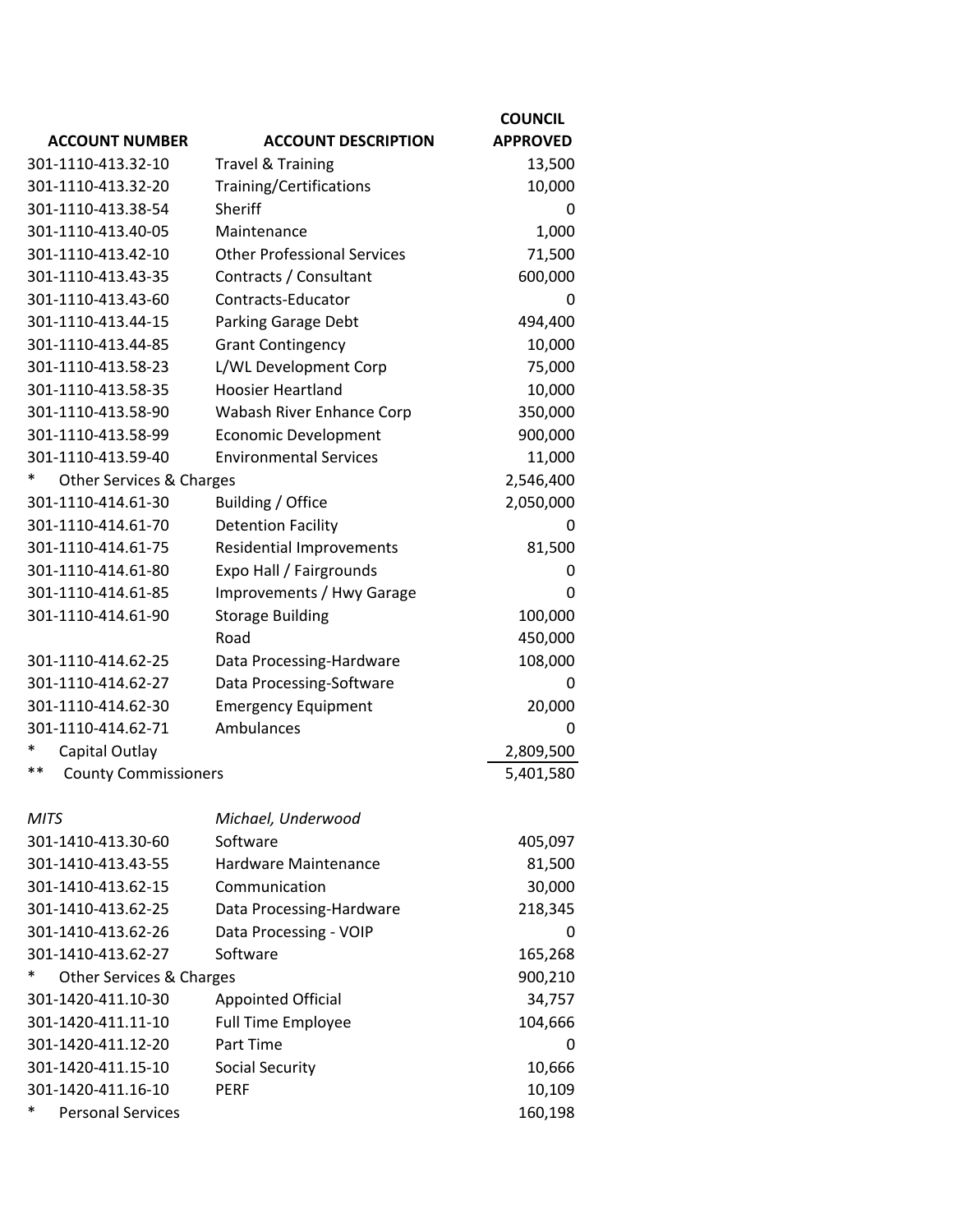| ACCOUNT NUMBER | ACCOUNT DESCRIPTION | COUNCIL APPROVED |
|---|---|---|
| 301-1110-413.32-10 | Travel & Training | 13,500 |
| 301-1110-413.32-20 | Training/Certifications | 10,000 |
| 301-1110-413.38-54 | Sheriff | 0 |
| 301-1110-413.40-05 | Maintenance | 1,000 |
| 301-1110-413.42-10 | Other Professional Services | 71,500 |
| 301-1110-413.43-35 | Contracts / Consultant | 600,000 |
| 301-1110-413.43-60 | Contracts-Educator | 0 |
| 301-1110-413.44-15 | Parking Garage Debt | 494,400 |
| 301-1110-413.44-85 | Grant Contingency | 10,000 |
| 301-1110-413.58-23 | L/WL Development Corp | 75,000 |
| 301-1110-413.58-35 | Hoosier Heartland | 10,000 |
| 301-1110-413.58-90 | Wabash River Enhance Corp | 350,000 |
| 301-1110-413.58-99 | Economic Development | 900,000 |
| 301-1110-413.59-40 | Environmental Services | 11,000 |
| * Other Services & Charges | | 2,546,400 |
| 301-1110-414.61-30 | Building / Office | 2,050,000 |
| 301-1110-414.61-70 | Detention Facility | 0 |
| 301-1110-414.61-75 | Residential Improvements | 81,500 |
| 301-1110-414.61-80 | Expo Hall / Fairgrounds | 0 |
| 301-1110-414.61-85 | Improvements / Hwy Garage | 0 |
| 301-1110-414.61-90 | Storage Building | 100,000 |
| | Road | 450,000 |
| 301-1110-414.62-25 | Data Processing-Hardware | 108,000 |
| 301-1110-414.62-27 | Data Processing-Software | 0 |
| 301-1110-414.62-30 | Emergency Equipment | 20,000 |
| 301-1110-414.62-71 | Ambulances | 0 |
| * Capital Outlay | | 2,809,500 |
| ** County Commissioners | | 5,401,580 |
| | | |
| *MITS* | *Michael, Underwood* | |
| 301-1410-413.30-60 | Software | 405,097 |
| 301-1410-413.43-55 | Hardware Maintenance | 81,500 |
| 301-1410-413.62-15 | Communication | 30,000 |
| 301-1410-413.62-25 | Data Processing-Hardware | 218,345 |
| 301-1410-413.62-26 | Data Processing - VOIP | 0 |
| 301-1410-413.62-27 | Software | 165,268 |
| * Other Services & Charges | | 900,210 |
| 301-1420-411.10-30 | Appointed Official | 34,757 |
| 301-1420-411.11-10 | Full Time Employee | 104,666 |
| 301-1420-411.12-20 | Part Time | 0 |
| 301-1420-411.15-10 | Social Security | 10,666 |
| 301-1420-411.16-10 | PERF | 10,109 |
| * Personal Services | | 160,198 |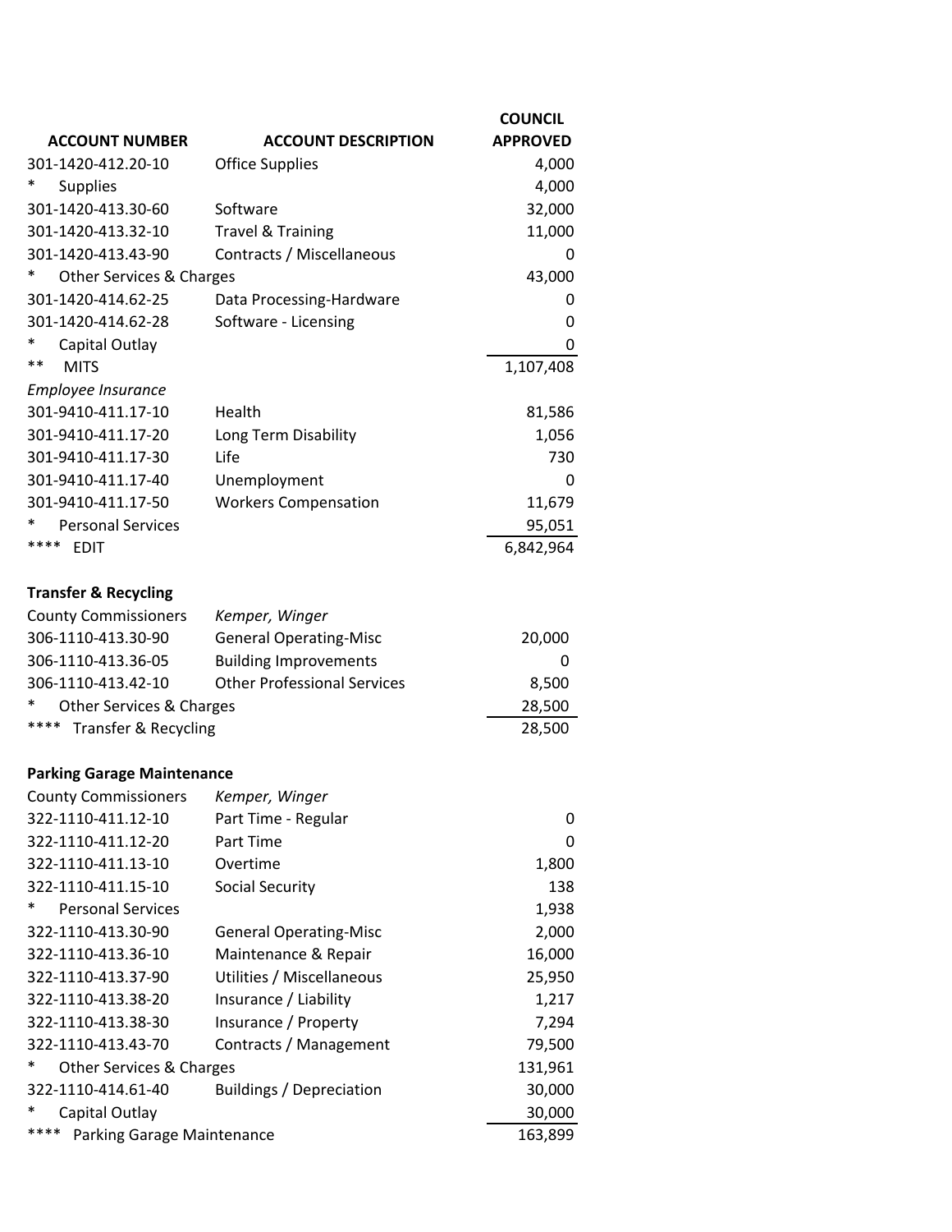| ACCOUNT NUMBER | ACCOUNT DESCRIPTION | COUNCIL APPROVED |
|---|---|---|
| 301-1420-412.20-10 | Office Supplies | 4,000 |
| * Supplies | | 4,000 |
| 301-1420-413.30-60 | Software | 32,000 |
| 301-1420-413.32-10 | Travel & Training | 11,000 |
| 301-1420-413.43-90 | Contracts / Miscellaneous | 0 |
| * Other Services & Charges | | 43,000 |
| 301-1420-414.62-25 | Data Processing-Hardware | 0 |
| 301-1420-414.62-28 | Software - Licensing | 0 |
| * Capital Outlay | | 0 |
| ** MITS | | 1,107,408 |
| *Employee Insurance* | | |
| 301-9410-411.17-10 | Health | 81,586 |
| 301-9410-411.17-20 | Long Term Disability | 1,056 |
| 301-9410-411.17-30 | Life | 730 |
| 301-9410-411.17-40 | Unemployment | 0 |
| 301-9410-411.17-50 | Workers Compensation | 11,679 |
| * Personal Services | | 95,051 |
| **** EDIT | | 6,842,964 |

**Transfer & Recycling**

| | | |
|---|---|---|
| County Commissioners | *Kemper, Winger* | |
| 306-1110-413.30-90 | General Operating-Misc | 20,000 |
| 306-1110-413.36-05 | Building Improvements | 0 |
| 306-1110-413.42-10 | Other Professional Services | 8,500 |
| * Other Services & Charges | | 28,500 |
| **** Transfer & Recycling | | 28,500 |

**Parking Garage Maintenance**

| | | |
|---|---|---|
| County Commissioners | *Kemper, Winger* | |
| 322-1110-411.12-10 | Part Time - Regular | 0 |
| 322-1110-411.12-20 | Part Time | 0 |
| 322-1110-411.13-10 | Overtime | 1,800 |
| 322-1110-411.15-10 | Social Security | 138 |
| * Personal Services | | 1,938 |
| 322-1110-413.30-90 | General Operating-Misc | 2,000 |
| 322-1110-413.36-10 | Maintenance & Repair | 16,000 |
| 322-1110-413.37-90 | Utilities / Miscellaneous | 25,950 |
| 322-1110-413.38-20 | Insurance / Liability | 1,217 |
| 322-1110-413.38-30 | Insurance / Property | 7,294 |
| 322-1110-413.43-70 | Contracts / Management | 79,500 |
| * Other Services & Charges | | 131,961 |
| 322-1110-414.61-40 | Buildings / Depreciation | 30,000 |
| * Capital Outlay | | 30,000 |
| **** Parking Garage Maintenance | | 163,899 |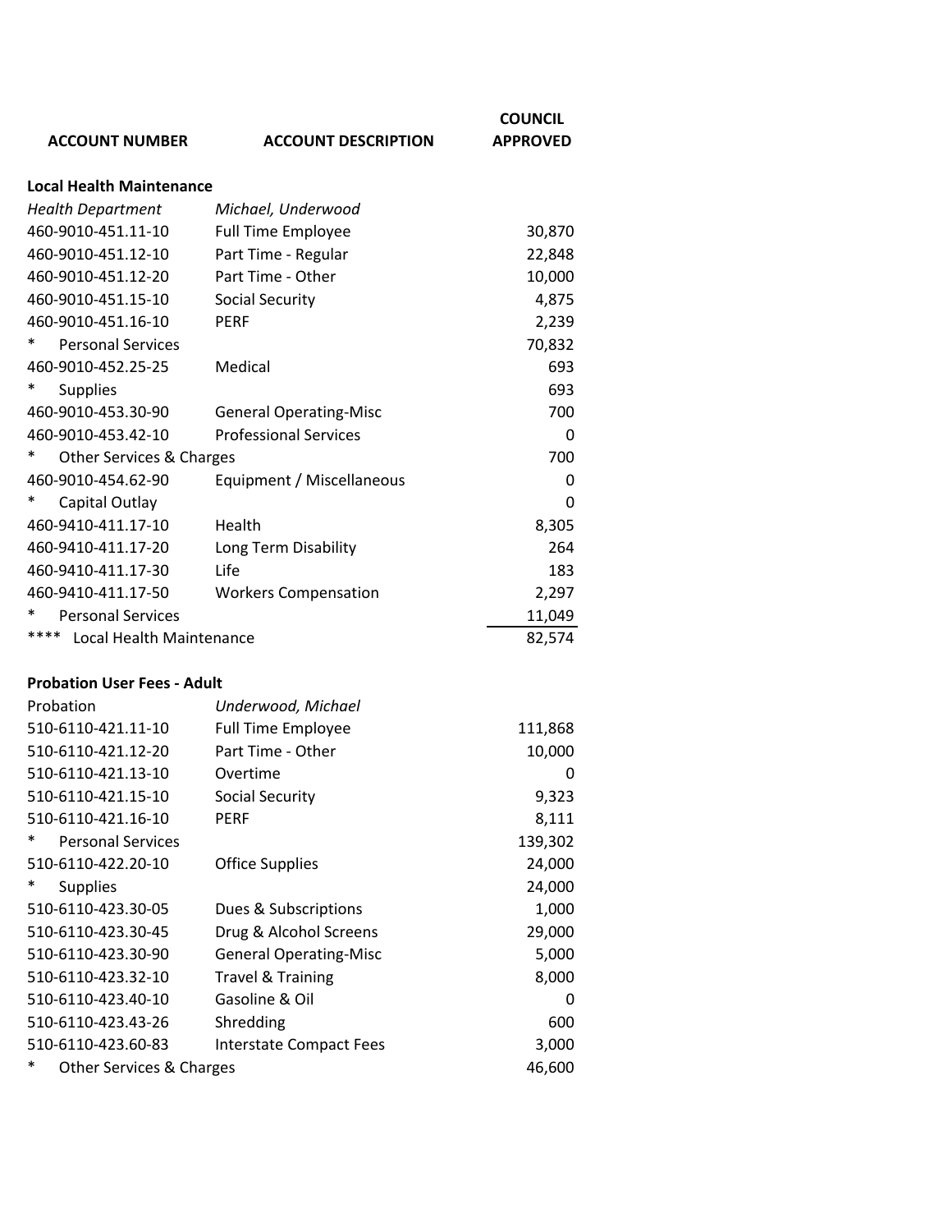| ACCOUNT NUMBER | ACCOUNT DESCRIPTION | COUNCIL APPROVED |
|---|---|---|
| **Local Health Maintenance** | | |
| *Health Department* | *Michael, Underwood* | |
| 460-9010-451.11-10 | Full Time Employee | 30,870 |
| 460-9010-451.12-10 | Part Time - Regular | 22,848 |
| 460-9010-451.12-20 | Part Time - Other | 10,000 |
| 460-9010-451.15-10 | Social Security | 4,875 |
| 460-9010-451.16-10 | PERF | 2,239 |
| * Personal Services | | 70,832 |
| 460-9010-452.25-25 | Medical | 693 |
| * Supplies | | 693 |
| 460-9010-453.30-90 | General Operating-Misc | 700 |
| 460-9010-453.42-10 | Professional Services | 0 |
| * Other Services & Charges | | 700 |
| 460-9010-454.62-90 | Equipment / Miscellaneous | 0 |
| * Capital Outlay | | 0 |
| 460-9410-411.17-10 | Health | 8,305 |
| 460-9410-411.17-20 | Long Term Disability | 264 |
| 460-9410-411.17-30 | Life | 183 |
| 460-9410-411.17-50 | Workers Compensation | 2,297 |
| * Personal Services | | 11,049 |
| **** Local Health Maintenance | | 82,574 |
| | | |
| **Probation User Fees - Adult** | | |
| Probation | *Underwood, Michael* | |
| 510-6110-421.11-10 | Full Time Employee | 111,868 |
| 510-6110-421.12-20 | Part Time - Other | 10,000 |
| 510-6110-421.13-10 | Overtime | 0 |
| 510-6110-421.15-10 | Social Security | 9,323 |
| 510-6110-421.16-10 | PERF | 8,111 |
| * Personal Services | | 139,302 |
| 510-6110-422.20-10 | Office Supplies | 24,000 |
| * Supplies | | 24,000 |
| 510-6110-423.30-05 | Dues & Subscriptions | 1,000 |
| 510-6110-423.30-45 | Drug & Alcohol Screens | 29,000 |
| 510-6110-423.30-90 | General Operating-Misc | 5,000 |
| 510-6110-423.32-10 | Travel & Training | 8,000 |
| 510-6110-423.40-10 | Gasoline & Oil | 0 |
| 510-6110-423.43-26 | Shredding | 600 |
| 510-6110-423.60-83 | Interstate Compact Fees | 3,000 |
| * Other Services & Charges | | 46,600 |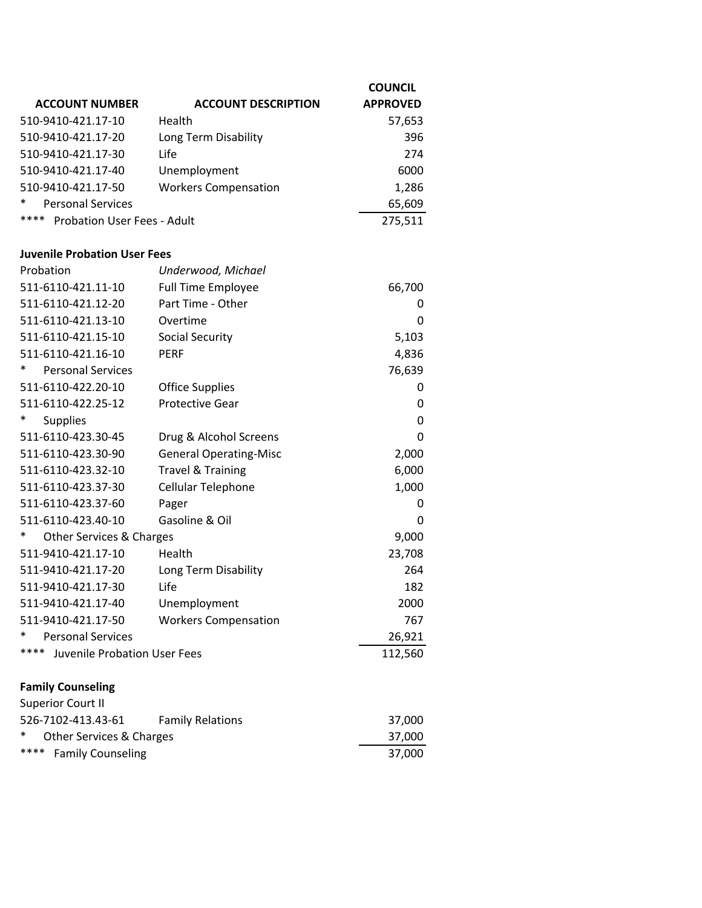| ACCOUNT NUMBER | ACCOUNT DESCRIPTION | COUNCIL APPROVED |
|---|---|---|
| 510-9410-421.17-10 | Health | 57,653 |
| 510-9410-421.17-20 | Long Term Disability | 396 |
| 510-9410-421.17-30 | Life | 274 |
| 510-9410-421.17-40 | Unemployment | 6000 |
| 510-9410-421.17-50 | Workers Compensation | 1,286 |
| * Personal Services | | 65,609 |
| **** Probation User Fees - Adult | | 275,511 |
| | | |
| **Juvenile Probation User Fees** | | |
| Probation | *Underwood, Michael* | |
| 511-6110-421.11-10 | Full Time Employee | 66,700 |
| 511-6110-421.12-20 | Part Time - Other | 0 |
| 511-6110-421.13-10 | Overtime | 0 |
| 511-6110-421.15-10 | Social Security | 5,103 |
| 511-6110-421.16-10 | PERF | 4,836 |
| * Personal Services | | 76,639 |
| 511-6110-422.20-10 | Office Supplies | 0 |
| 511-6110-422.25-12 | Protective Gear | 0 |
| * Supplies | | 0 |
| 511-6110-423.30-45 | Drug & Alcohol Screens | 0 |
| 511-6110-423.30-90 | General Operating-Misc | 2,000 |
| 511-6110-423.32-10 | Travel & Training | 6,000 |
| 511-6110-423.37-30 | Cellular Telephone | 1,000 |
| 511-6110-423.37-60 | Pager | 0 |
| 511-6110-423.40-10 | Gasoline & Oil | 0 |
| * Other Services & Charges | | 9,000 |
| 511-9410-421.17-10 | Health | 23,708 |
| 511-9410-421.17-20 | Long Term Disability | 264 |
| 511-9410-421.17-30 | Life | 182 |
| 511-9410-421.17-40 | Unemployment | 2000 |
| 511-9410-421.17-50 | Workers Compensation | 767 |
| * Personal Services | | 26,921 |
| **** Juvenile Probation User Fees | | 112,560 |
| | | |
| **Family Counseling** | | |
| Superior Court II | | |
| 526-7102-413.43-61 | Family Relations | 37,000 |
| * Other Services & Charges | | 37,000 |
| **** Family Counseling | | 37,000 |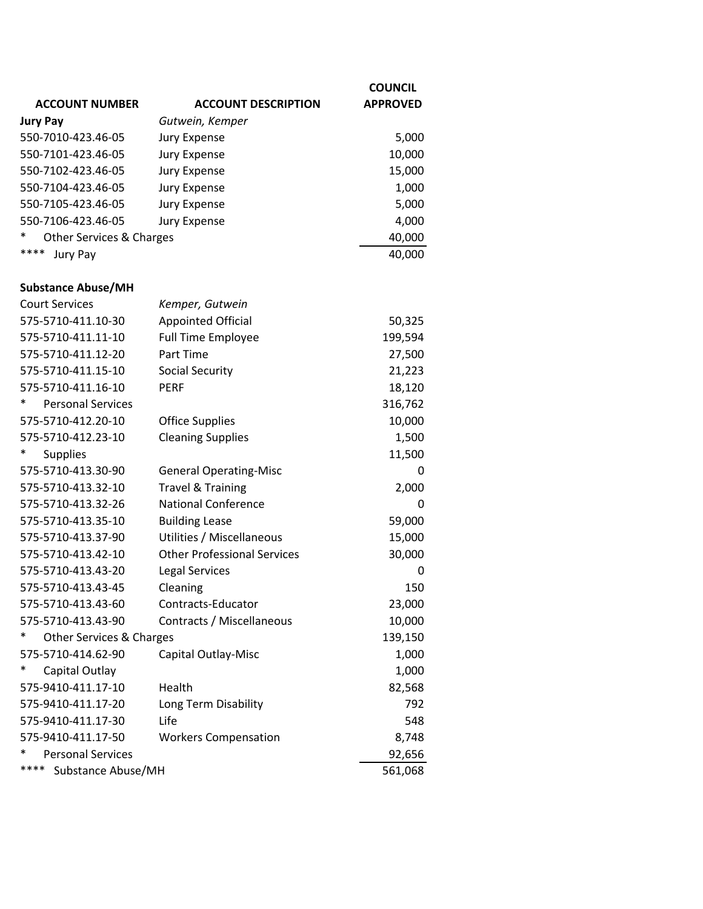| ACCOUNT NUMBER | ACCOUNT DESCRIPTION | COUNCIL APPROVED |
|---|---|---|
| **Jury Pay** | *Gutwein, Kemper* | |
| 550-7010-423.46-05 | Jury Expense | 5,000 |
| 550-7101-423.46-05 | Jury Expense | 10,000 |
| 550-7102-423.46-05 | Jury Expense | 15,000 |
| 550-7104-423.46-05 | Jury Expense | 1,000 |
| 550-7105-423.46-05 | Jury Expense | 5,000 |
| 550-7106-423.46-05 | Jury Expense | 4,000 |
| * Other Services & Charges | | 40,000 |
| **** Jury Pay | | 40,000 |
| | | |
| **Substance Abuse/MH** | | |
| Court Services | *Kemper, Gutwein* | |
| 575-5710-411.10-30 | Appointed Official | 50,325 |
| 575-5710-411.11-10 | Full Time Employee | 199,594 |
| 575-5710-411.12-20 | Part Time | 27,500 |
| 575-5710-411.15-10 | Social Security | 21,223 |
| 575-5710-411.16-10 | PERF | 18,120 |
| * Personal Services | | 316,762 |
| 575-5710-412.20-10 | Office Supplies | 10,000 |
| 575-5710-412.23-10 | Cleaning Supplies | 1,500 |
| * Supplies | | 11,500 |
| 575-5710-413.30-90 | General Operating-Misc | 0 |
| 575-5710-413.32-10 | Travel & Training | 2,000 |
| 575-5710-413.32-26 | National Conference | 0 |
| 575-5710-413.35-10 | Building Lease | 59,000 |
| 575-5710-413.37-90 | Utilities / Miscellaneous | 15,000 |
| 575-5710-413.42-10 | Other Professional Services | 30,000 |
| 575-5710-413.43-20 | Legal Services | 0 |
| 575-5710-413.43-45 | Cleaning | 150 |
| 575-5710-413.43-60 | Contracts-Educator | 23,000 |
| 575-5710-413.43-90 | Contracts / Miscellaneous | 10,000 |
| * Other Services & Charges | | 139,150 |
| 575-5710-414.62-90 | Capital Outlay-Misc | 1,000 |
| * Capital Outlay | | 1,000 |
| 575-9410-411.17-10 | Health | 82,568 |
| 575-9410-411.17-20 | Long Term Disability | 792 |
| 575-9410-411.17-30 | Life | 548 |
| 575-9410-411.17-50 | Workers Compensation | 8,748 |
| * Personal Services | | 92,656 |
| **** Substance Abuse/MH | | 561,068 |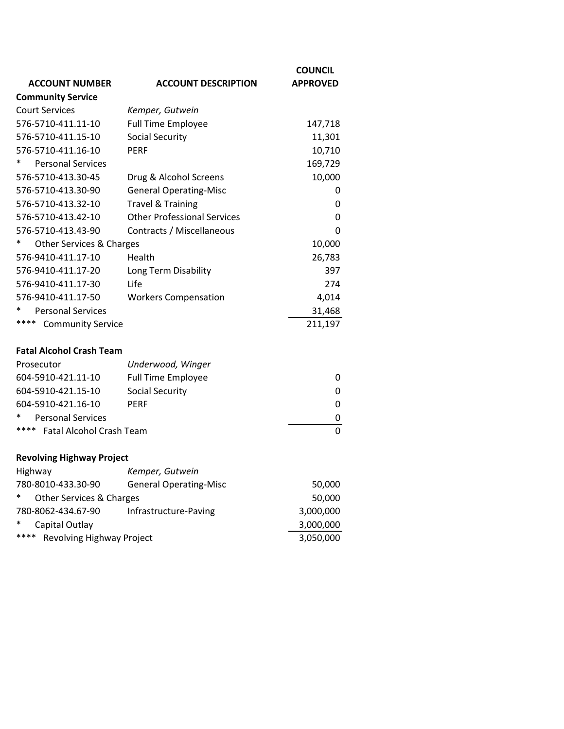| ACCOUNT NUMBER | ACCOUNT DESCRIPTION | COUNCIL APPROVED |
|---|---|---|
| **Community Service** | | |
| Court Services | *Kemper, Gutwein* | |
| 576-5710-411.11-10 | Full Time Employee | 147,718 |
| 576-5710-411.15-10 | Social Security | 11,301 |
| 576-5710-411.16-10 | PERF | 10,710 |
| * Personal Services | | 169,729 |
| 576-5710-413.30-45 | Drug & Alcohol Screens | 10,000 |
| 576-5710-413.30-90 | General Operating-Misc | 0 |
| 576-5710-413.32-10 | Travel & Training | 0 |
| 576-5710-413.42-10 | Other Professional Services | 0 |
| 576-5710-413.43-90 | Contracts / Miscellaneous | 0 |
| * Other Services & Charges | | 10,000 |
| 576-9410-411.17-10 | Health | 26,783 |
| 576-9410-411.17-20 | Long Term Disability | 397 |
| 576-9410-411.17-30 | Life | 274 |
| 576-9410-411.17-50 | Workers Compensation | 4,014 |
| * Personal Services | | 31,468 |
| **** Community Service | | 211,197 |
| | | |
| **Fatal Alcohol Crash Team** | | |
| Prosecutor | *Underwood, Winger* | |
| 604-5910-421.11-10 | Full Time Employee | 0 |
| 604-5910-421.15-10 | Social Security | 0 |
| 604-5910-421.16-10 | PERF | 0 |
| * Personal Services | | 0 |
| **** Fatal Alcohol Crash Team | | 0 |
| | | |
| **Revolving Highway Project** | | |
| Highway | *Kemper, Gutwein* | |
| 780-8010-433.30-90 | General Operating-Misc | 50,000 |
| * Other Services & Charges | | 50,000 |
| 780-8062-434.67-90 | Infrastructure-Paving | 3,000,000 |
| * Capital Outlay | | 3,000,000 |
| **** Revolving Highway Project | | 3,050,000 |